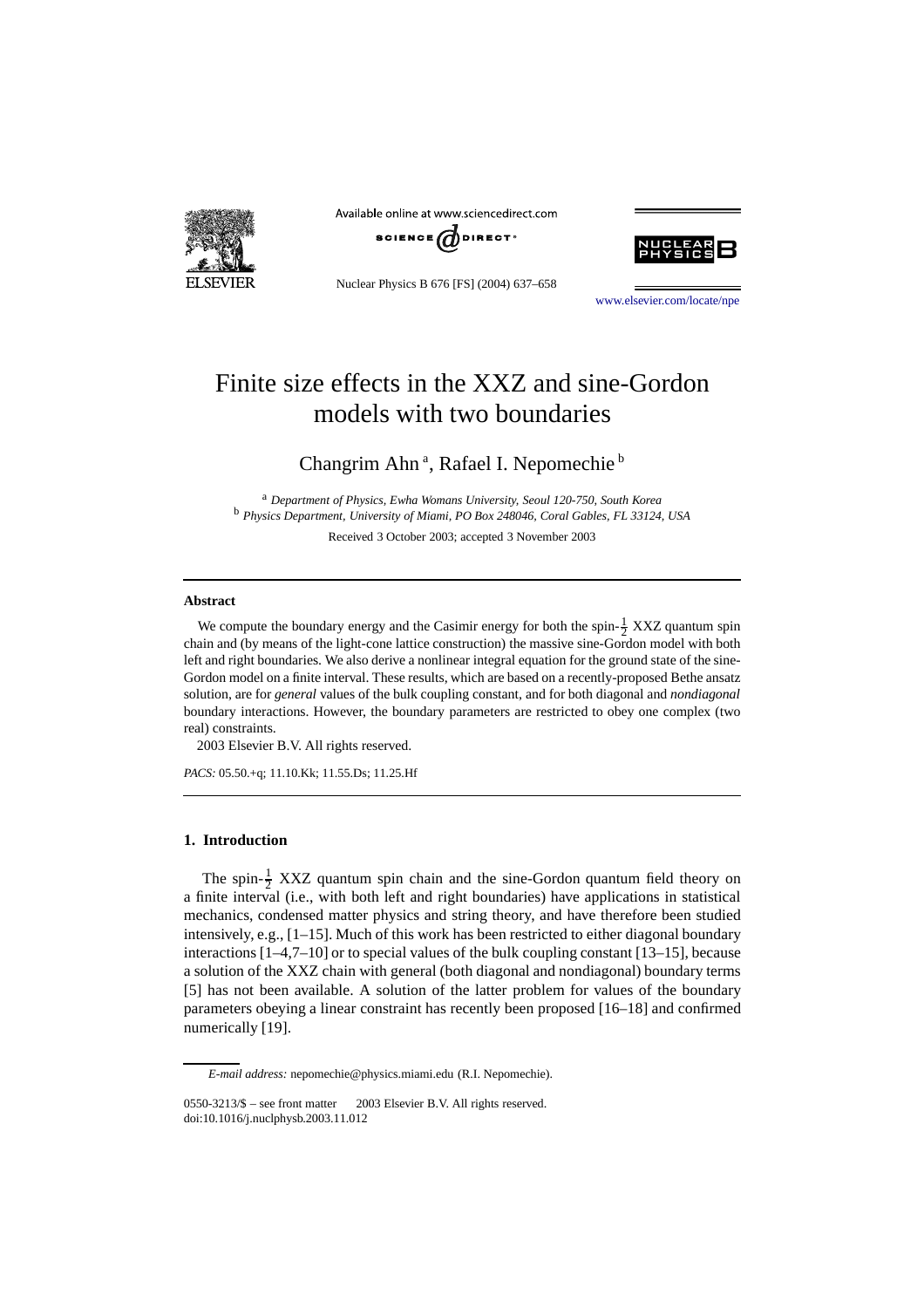# Finite size effects in the XXZ and sine-Gordon models with two boundaries

Changrim Ahn [a], Rafael I. Nepomechie [b]

[a] *Department of Physics, Ewha Womans University, Seoul 120-750, South Korea*
[b] *Physics Department, University of Miami, PO Box 248046, Coral Gables, FL 33124, USA*

Received 3 October 2003; accepted 3 November 2003

## Abstract

We compute the boundary energy and the Casimir energy for both the spin-$\frac{1}{2}$ XXZ quantum spin chain and (by means of the light-cone lattice construction) the massive sine-Gordon model with both left and right boundaries. We also derive a nonlinear integral equation for the ground state of the sine-Gordon model on a finite interval. These results, which are based on a recently-proposed Bethe ansatz solution, are for *general* values of the bulk coupling constant, and for both diagonal and *nondiagonal* boundary interactions. However, the boundary parameters are restricted to obey one complex (two real) constraints.

2003 Elsevier B.V. All rights reserved.

*PACS:* 05.50.+q; 11.10.Kk; 11.55.Ds; 11.25.Hf

## 1. Introduction

The spin-$\frac{1}{2}$ XXZ quantum spin chain and the sine-Gordon quantum field theory on a finite interval (i.e., with both left and right boundaries) have applications in statistical mechanics, condensed matter physics and string theory, and have therefore been studied intensively, e.g., [1–15]. Much of this work has been restricted to either diagonal boundary interactions [1–4,7–10] or to special values of the bulk coupling constant [13–15], because a solution of the XXZ chain with general (both diagonal and nondiagonal) boundary terms [5] has not been available. A solution of the latter problem for values of the boundary parameters obeying a linear constraint has recently been proposed [16–18] and confirmed numerically [19].

*E-mail address:* nepomechie@physics.miami.edu (R.I. Nepomechie).

0550-3213/$ – see front matter 2003 Elsevier B.V. All rights reserved.
doi:10.1016/j.nuclphysb.2003.11.012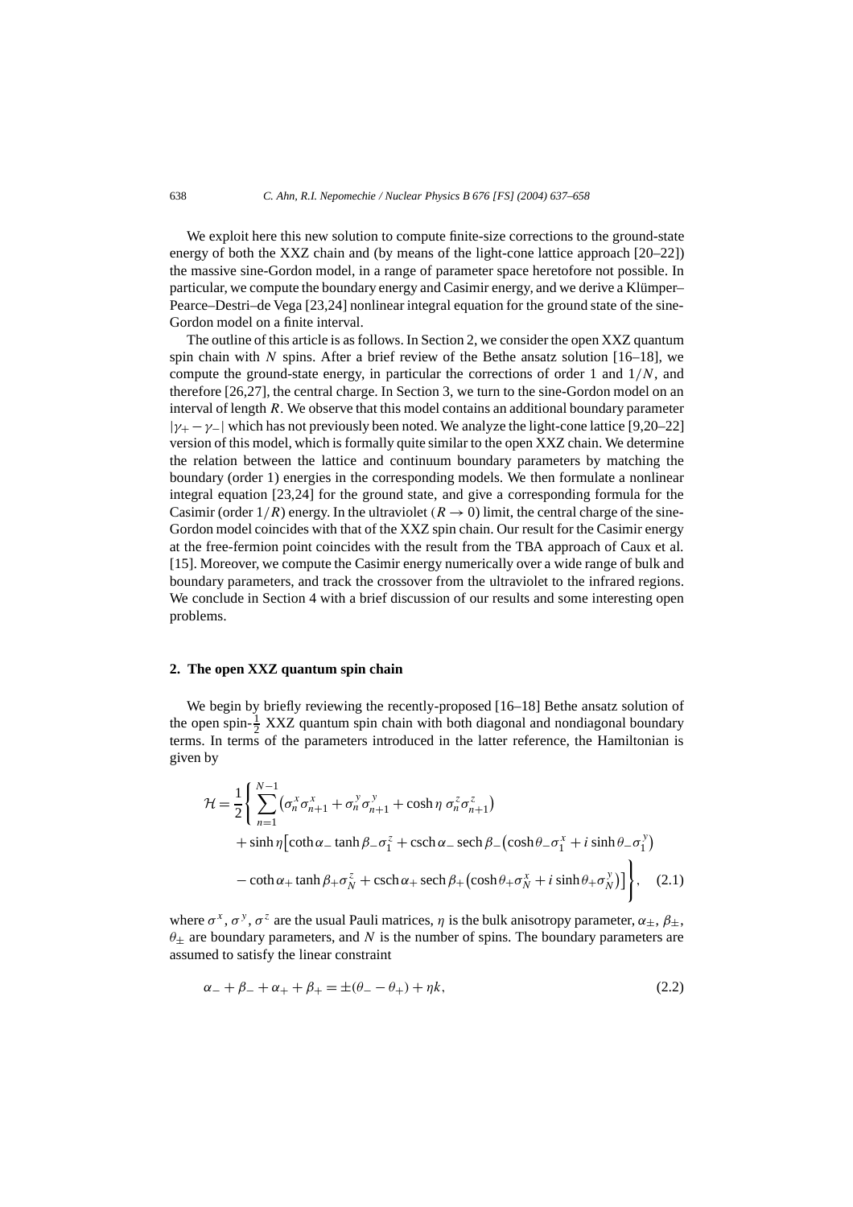We exploit here this new solution to compute finite-size corrections to the ground-state energy of both the XXZ chain and (by means of the light-cone lattice approach [20–22]) the massive sine-Gordon model, in a range of parameter space heretofore not possible. In particular, we compute the boundary energy and Casimir energy, and we derive a Klümper–Pearce–Destri–de Vega [23,24] nonlinear integral equation for the ground state of the sine-Gordon model on a finite interval.

The outline of this article is as follows. In Section 2, we consider the open XXZ quantum spin chain with $N$ spins. After a brief review of the Bethe ansatz solution [16–18], we compute the ground-state energy, in particular the corrections of order 1 and $1/N$, and therefore [26,27], the central charge. In Section 3, we turn to the sine-Gordon model on an interval of length $R$. We observe that this model contains an additional boundary parameter $|\gamma_+ - \gamma_-|$ which has not previously been noted. We analyze the light-cone lattice [9,20–22] version of this model, which is formally quite similar to the open XXZ chain. We determine the relation between the lattice and continuum boundary parameters by matching the boundary (order 1) energies in the corresponding models. We then formulate a nonlinear integral equation [23,24] for the ground state, and give a corresponding formula for the Casimir (order $1/R$) energy. In the ultraviolet ($R \to 0$) limit, the central charge of the sine-Gordon model coincides with that of the XXZ spin chain. Our result for the Casimir energy at the free-fermion point coincides with the result from the TBA approach of Caux et al. [15]. Moreover, we compute the Casimir energy numerically over a wide range of bulk and boundary parameters, and track the crossover from the ultraviolet to the infrared regions. We conclude in Section 4 with a brief discussion of our results and some interesting open problems.

## 2. The open XXZ quantum spin chain

We begin by briefly reviewing the recently-proposed [16–18] Bethe ansatz solution of the open spin-$\frac{1}{2}$ XXZ quantum spin chain with both diagonal and nondiagonal boundary terms. In terms of the parameters introduced in the latter reference, the Hamiltonian is given by

$$
\begin{aligned}
\mathcal{H} = \frac{1}{2}\Bigg\{ & \sum_{n=1}^{N-1} \left( \sigma_n^x \sigma_{n+1}^x + \sigma_n^y \sigma_{n+1}^y + \cosh\eta \, \sigma_n^z \sigma_{n+1}^z \right) \\
& + \sinh\eta \Big[ \coth\alpha_- \tanh\beta_- \sigma_1^z + \operatorname{csch}\alpha_- \operatorname{sech}\beta_- \left( \cosh\theta_- \sigma_1^x + i \sinh\theta_- \sigma_1^y \right) \\
& - \coth\alpha_+ \tanh\beta_+ \sigma_N^z + \operatorname{csch}\alpha_+ \operatorname{sech}\beta_+ \left( \cosh\theta_+ \sigma_N^x + i \sinh\theta_+ \sigma_N^y \right) \Big] \Bigg\}, \quad (2.1)
\end{aligned}
$$

where $\sigma^x$, $\sigma^y$, $\sigma^z$ are the usual Pauli matrices, $\eta$ is the bulk anisotropy parameter, $\alpha_\pm$, $\beta_\pm$, $\theta_\pm$ are boundary parameters, and $N$ is the number of spins. The boundary parameters are assumed to satisfy the linear constraint

$$
\alpha_- + \beta_- + \alpha_+ + \beta_+ = \pm(\theta_- - \theta_+) + \eta k, \quad (2.2)
$$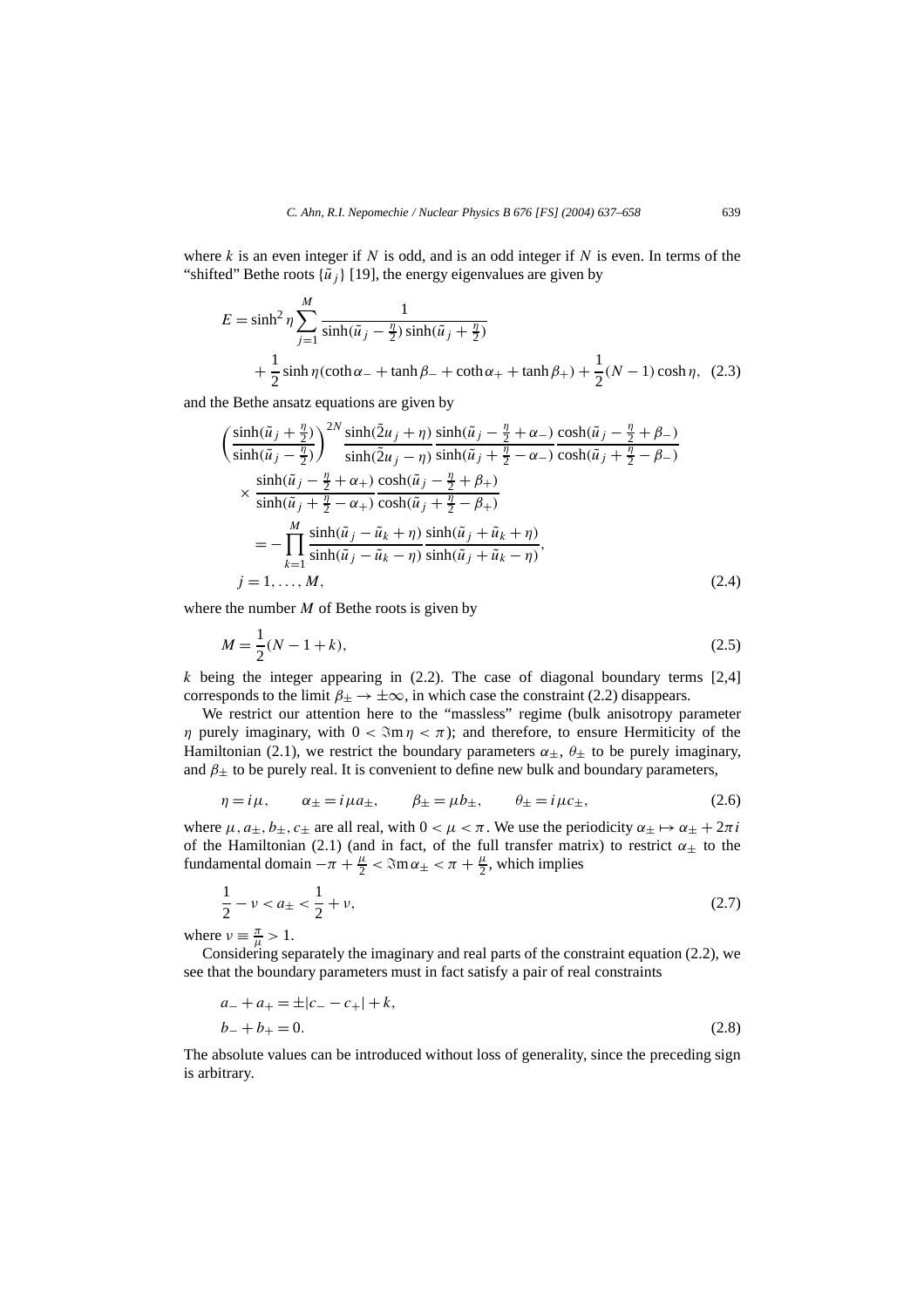where $k$ is an even integer if $N$ is odd, and is an odd integer if $N$ is even. In terms of the "shifted" Bethe roots $\{\tilde{u}_j\}$ [19], the energy eigenvalues are given by

$$
\begin{aligned}
E = {} & \sinh^2\eta \sum_{j=1}^{M} \frac{1}{\sinh(\tilde{u}_j - \frac{\eta}{2})\sinh(\tilde{u}_j + \frac{\eta}{2})} \\
& + \frac{1}{2}\sinh\eta(\coth\alpha_- + \tanh\beta_- + \coth\alpha_+ + \tanh\beta_+) + \frac{1}{2}(N-1)\cosh\eta, \quad (2.3)
\end{aligned}
$$

and the Bethe ansatz equations are given by

$$
\begin{aligned}
& \left(\frac{\sinh(\tilde{u}_j + \frac{\eta}{2})}{\sinh(\tilde{u}_j - \frac{\eta}{2})}\right)^{2N} \frac{\sinh(\tilde{2}u_j + \eta)}{\sinh(\tilde{2}u_j - \eta)} \frac{\sinh(\tilde{u}_j - \frac{\eta}{2} + \alpha_-)}{\sinh(\tilde{u}_j + \frac{\eta}{2} - \alpha_-)} \frac{\cosh(\tilde{u}_j - \frac{\eta}{2} + \beta_-)}{\cosh(\tilde{u}_j + \frac{\eta}{2} - \beta_-)} \\
& \quad \times \frac{\sinh(\tilde{u}_j - \frac{\eta}{2} + \alpha_+)}{\sinh(\tilde{u}_j + \frac{\eta}{2} - \alpha_+)} \frac{\cosh(\tilde{u}_j - \frac{\eta}{2} + \beta_+)}{\cosh(\tilde{u}_j + \frac{\eta}{2} - \beta_+)} \\
& \quad = -\prod_{k=1}^{M} \frac{\sinh(\tilde{u}_j - \tilde{u}_k + \eta)}{\sinh(\tilde{u}_j - \tilde{u}_k - \eta)} \frac{\sinh(\tilde{u}_j + \tilde{u}_k + \eta)}{\sinh(\tilde{u}_j + \tilde{u}_k - \eta)}, \\
& j = 1, \ldots, M, \qquad (2.4)
\end{aligned}
$$

where the number $M$ of Bethe roots is given by

$$
M = \frac{1}{2}(N - 1 + k), \qquad (2.5)
$$

$k$ being the integer appearing in (2.2). The case of diagonal boundary terms [2,4] corresponds to the limit $\beta_\pm \to \pm\infty$, in which case the constraint (2.2) disappears.

We restrict our attention here to the "massless" regime (bulk anisotropy parameter $\eta$ purely imaginary, with $0 < \Im\mathrm{m}\,\eta < \pi$); and therefore, to ensure Hermiticity of the Hamiltonian (2.1), we restrict the boundary parameters $\alpha_\pm$, $\theta_\pm$ to be purely imaginary, and $\beta_\pm$ to be purely real. It is convenient to define new bulk and boundary parameters,

$$
\eta = i\mu, \qquad \alpha_\pm = i\mu a_\pm, \qquad \beta_\pm = \mu b_\pm, \qquad \theta_\pm = i\mu c_\pm, \qquad (2.6)
$$

where $\mu, a_\pm, b_\pm, c_\pm$ are all real, with $0 < \mu < \pi$. We use the periodicity $\alpha_\pm \mapsto \alpha_\pm + 2\pi i$ of the Hamiltonian (2.1) (and in fact, of the full transfer matrix) to restrict $\alpha_\pm$ to the fundamental domain $-\pi + \frac{\mu}{2} < \Im\mathrm{m}\,\alpha_\pm < \pi + \frac{\mu}{2}$, which implies

$$
\frac{1}{2} - \nu < a_\pm < \frac{1}{2} + \nu, \qquad (2.7)
$$

where $\nu \equiv \frac{\pi}{\mu} > 1$.

Considering separately the imaginary and real parts of the constraint equation (2.2), we see that the boundary parameters must in fact satisfy a pair of real constraints

$$
\begin{aligned}
& a_- + a_+ = \pm|c_- - c_+| + k, \\
& b_- + b_+ = 0. \qquad (2.8)
\end{aligned}
$$

The absolute values can be introduced without loss of generality, since the preceding sign is arbitrary.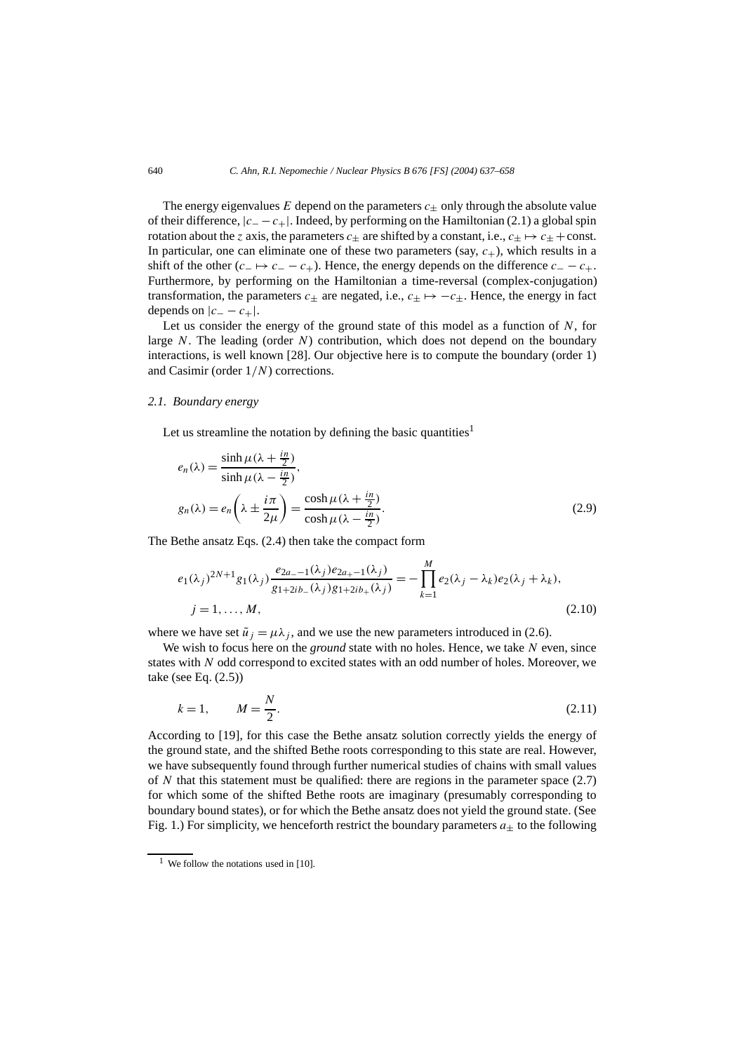The energy eigenvalues $E$ depend on the parameters $c_\pm$ only through the absolute value of their difference, $|c_- - c_+|$. Indeed, by performing on the Hamiltonian (2.1) a global spin rotation about the $z$ axis, the parameters $c_\pm$ are shifted by a constant, i.e., $c_\pm \mapsto c_\pm + \text{const}$. In particular, one can eliminate one of these two parameters (say, $c_+$), which results in a shift of the other ($c_- \mapsto c_- - c_+$). Hence, the energy depends on the difference $c_- - c_+$. Furthermore, by performing on the Hamiltonian a time-reversal (complex-conjugation) transformation, the parameters $c_\pm$ are negated, i.e., $c_\pm \mapsto -c_\pm$. Hence, the energy in fact depends on $|c_- - c_+|$.

Let us consider the energy of the ground state of this model as a function of $N$, for large $N$. The leading (order $N$) contribution, which does not depend on the boundary interactions, is well known [28]. Our objective here is to compute the boundary (order 1) and Casimir (order $1/N$) corrections.

### 2.1. Boundary energy

Let us streamline the notation by defining the basic quantities[1]

$$
\begin{aligned}
e_n(\lambda) &= \frac{\sinh \mu(\lambda + \frac{in}{2})}{\sinh \mu(\lambda - \frac{in}{2})}, \\
g_n(\lambda) &= e_n\left(\lambda \pm \frac{i\pi}{2\mu}\right) = \frac{\cosh \mu(\lambda + \frac{in}{2})}{\cosh \mu(\lambda - \frac{in}{2})}.
\end{aligned}
\tag{2.9}
$$

The Bethe ansatz Eqs. (2.4) then take the compact form

$$
\begin{aligned}
&e_1(\lambda_j)^{2N+1} g_1(\lambda_j) \frac{e_{2a_- -1}(\lambda_j) e_{2a_+ -1}(\lambda_j)}{g_{1+2ib_-}(\lambda_j) g_{1+2ib_+}(\lambda_j)} = -\prod_{k=1}^{M} e_2(\lambda_j - \lambda_k) e_2(\lambda_j + \lambda_k), \\
&j = 1, \ldots, M,
\end{aligned}
\tag{2.10}
$$

where we have set $\tilde{u}_j = \mu \lambda_j$, and we use the new parameters introduced in (2.6).

We wish to focus here on the *ground* state with no holes. Hence, we take $N$ even, since states with $N$ odd correspond to excited states with an odd number of holes. Moreover, we take (see Eq. (2.5))

$$
k = 1, \qquad M = \frac{N}{2}. \tag{2.11}
$$

According to [19], for this case the Bethe ansatz solution correctly yields the energy of the ground state, and the shifted Bethe roots corresponding to this state are real. However, we have subsequently found through further numerical studies of chains with small values of $N$ that this statement must be qualified: there are regions in the parameter space (2.7) for which some of the shifted Bethe roots are imaginary (presumably corresponding to boundary bound states), or for which the Bethe ansatz does not yield the ground state. (See Fig. 1.) For simplicity, we henceforth restrict the boundary parameters $a_\pm$ to the following

[1] We follow the notations used in [10].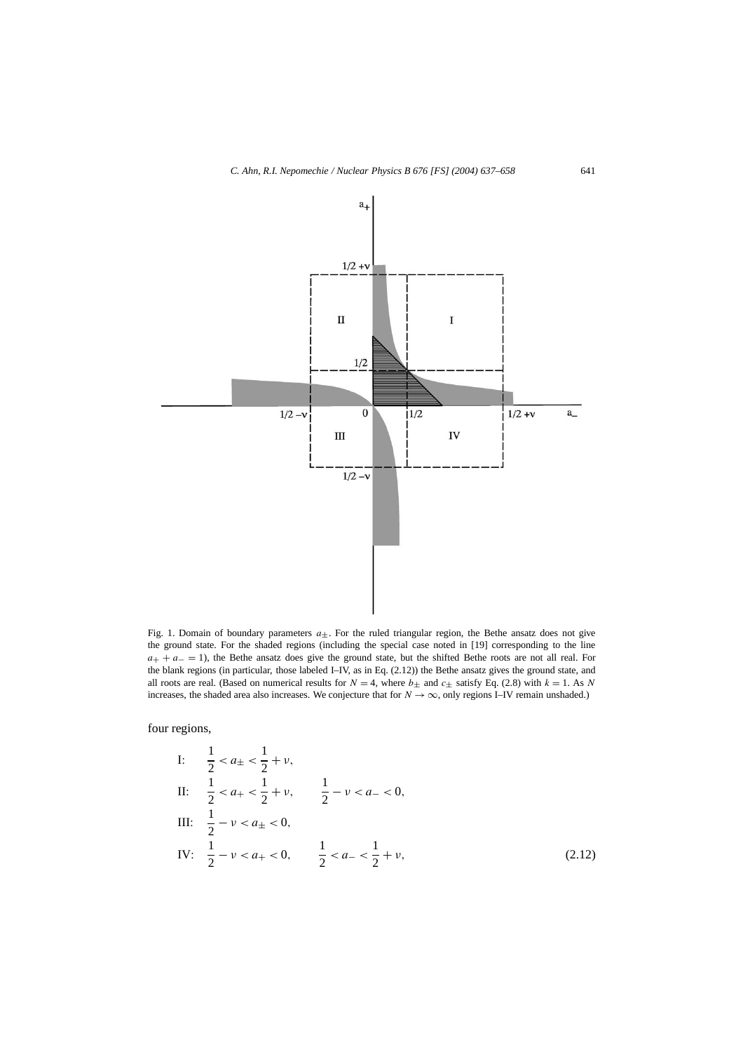Fig. 1. Domain of boundary parameters $a_\pm$. For the ruled triangular region, the Bethe ansatz does not give the ground state. For the shaded regions (including the special case noted in [19] corresponding to the line $a_+ + a_- = 1$), the Bethe ansatz does give the ground state, but the shifted Bethe roots are not all real. For the blank regions (in particular, those labeled I–IV, as in Eq. (2.12)) the Bethe ansatz gives the ground state, and all roots are real. (Based on numerical results for $N = 4$, where $b_\pm$ and $c_\pm$ satisfy Eq. (2.8) with $k = 1$. As $N$ increases, the shaded area also increases. We conjecture that for $N \to \infty$, only regions I–IV remain unshaded.)

four regions,

$$
\begin{aligned}
&\text{I:} \quad \frac{1}{2} < a_\pm < \frac{1}{2} + \nu, \\
&\text{II:} \quad \frac{1}{2} < a_+ < \frac{1}{2} + \nu, \qquad \frac{1}{2} - \nu < a_- < 0, \\
&\text{III:} \quad \frac{1}{2} - \nu < a_\pm < 0, \\
&\text{IV:} \quad \frac{1}{2} - \nu < a_+ < 0, \qquad \frac{1}{2} < a_- < \frac{1}{2} + \nu,
\end{aligned}
\tag{2.12}
$$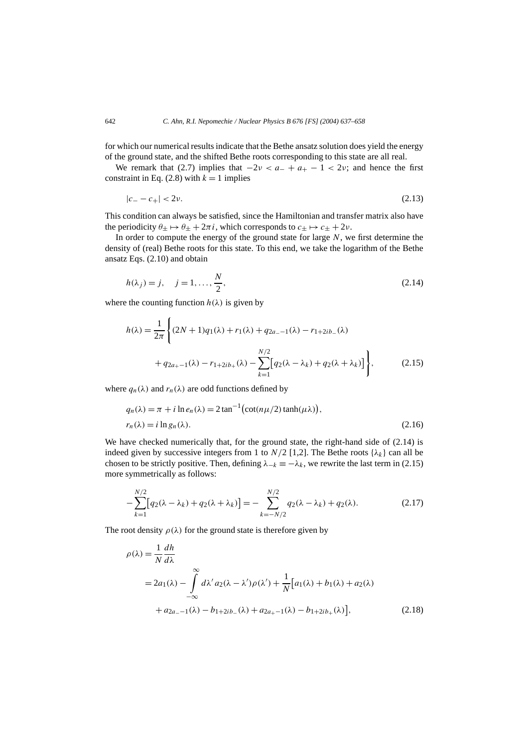for which our numerical results indicate that the Bethe ansatz solution does yield the energy of the ground state, and the shifted Bethe roots corresponding to this state are all real.

We remark that (2.7) implies that $-2\nu < a_- + a_+ - 1 < 2\nu$; and hence the first constraint in Eq. (2.8) with $k = 1$ implies

$$|c_- - c_+| < 2\nu. \tag{2.13}$$

This condition can always be satisfied, since the Hamiltonian and transfer matrix also have the periodicity $\theta_\pm \mapsto \theta_\pm + 2\pi i$, which corresponds to $c_\pm \mapsto c_\pm + 2\nu$.

In order to compute the energy of the ground state for large $N$, we first determine the density of (real) Bethe roots for this state. To this end, we take the logarithm of the Bethe ansatz Eqs. (2.10) and obtain

$$h(\lambda_j) = j, \quad j = 1, \ldots, \frac{N}{2}, \tag{2.14}$$

where the counting function $h(\lambda)$ is given by

$$h(\lambda) = \frac{1}{2\pi}\Bigg\{(2N+1)q_1(\lambda) + r_1(\lambda) + q_{2a_--1}(\lambda) - r_{1+2ib_-}(\lambda) + q_{2a_+-1}(\lambda) - r_{1+2ib_+}(\lambda) - \sum_{k=1}^{N/2}\big[q_2(\lambda - \lambda_k) + q_2(\lambda + \lambda_k)\big]\Bigg\}, \tag{2.15}$$

where $q_n(\lambda)$ and $r_n(\lambda)$ are odd functions defined by

$$\begin{aligned} q_n(\lambda) &= \pi + i \ln e_n(\lambda) = 2\tan^{-1}\big(\cot(n\mu/2)\tanh(\mu\lambda)\big), \\ r_n(\lambda) &= i \ln g_n(\lambda). \end{aligned} \tag{2.16}$$

We have checked numerically that, for the ground state, the right-hand side of (2.14) is indeed given by successive integers from 1 to $N/2$ [1,2]. The Bethe roots $\{\lambda_k\}$ can all be chosen to be strictly positive. Then, defining $\lambda_{-k} \equiv -\lambda_k$, we rewrite the last term in (2.15) more symmetrically as follows:

$$-\sum_{k=1}^{N/2}\big[q_2(\lambda - \lambda_k) + q_2(\lambda + \lambda_k)\big] = -\sum_{k=-N/2}^{N/2} q_2(\lambda - \lambda_k) + q_2(\lambda). \tag{2.17}$$

The root density $\rho(\lambda)$ for the ground state is therefore given by

$$\begin{aligned} \rho(\lambda) &= \frac{1}{N}\frac{dh}{d\lambda} \\ &= 2a_1(\lambda) - \int_{-\infty}^{\infty} d\lambda'\, a_2(\lambda - \lambda')\rho(\lambda') + \frac{1}{N}\big[a_1(\lambda) + b_1(\lambda) + a_2(\lambda) \\ &\quad + a_{2a_--1}(\lambda) - b_{1+2ib_-}(\lambda) + a_{2a_+-1}(\lambda) - b_{1+2ib_+}(\lambda)\big], \end{aligned} \tag{2.18}$$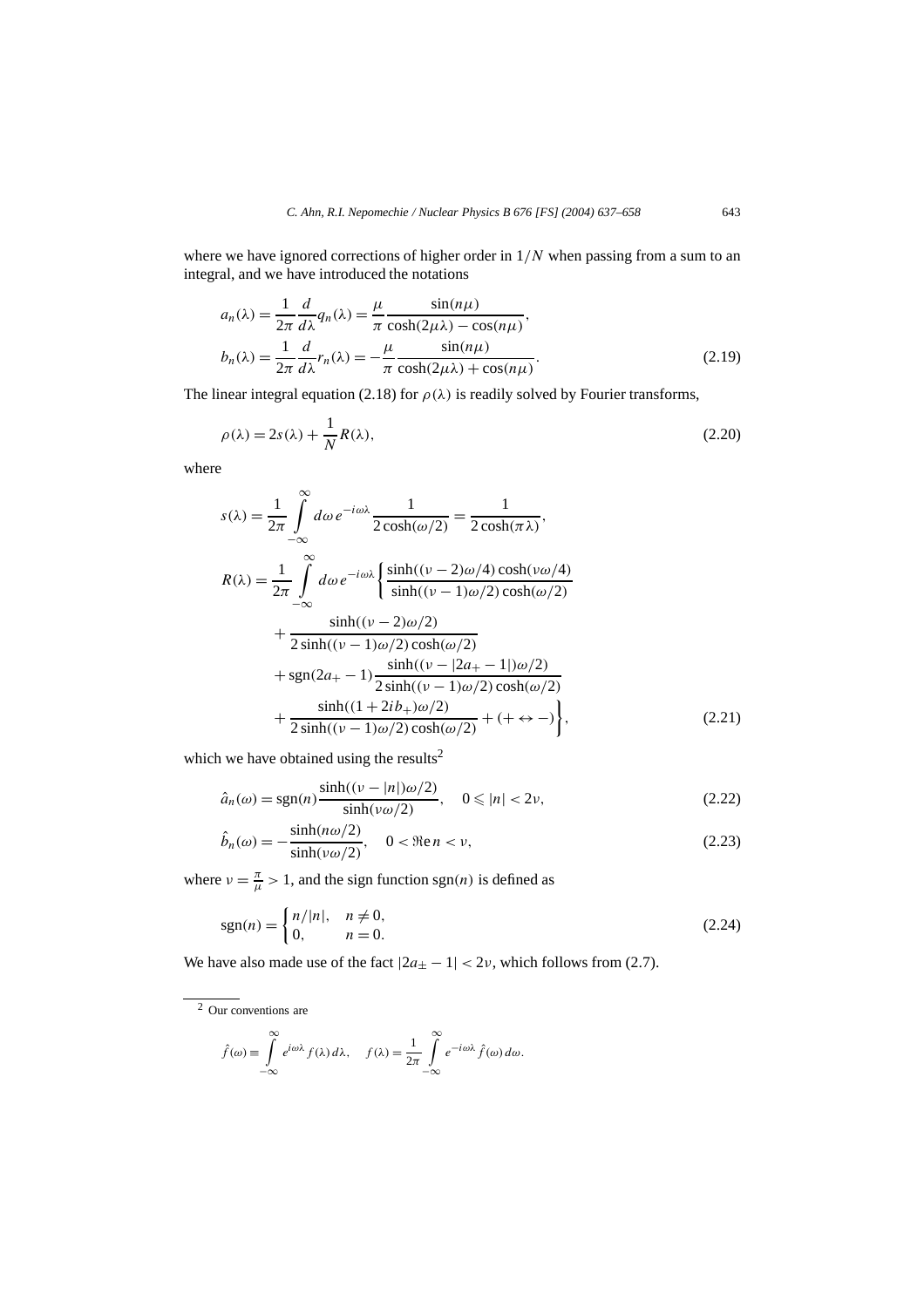where we have ignored corrections of higher order in $1/N$ when passing from a sum to an integral, and we have introduced the notations

$$
\begin{aligned}
a_n(\lambda) &= \frac{1}{2\pi}\frac{d}{d\lambda}q_n(\lambda) = \frac{\mu}{\pi}\frac{\sin(n\mu)}{\cosh(2\mu\lambda) - \cos(n\mu)}, \\
b_n(\lambda) &= \frac{1}{2\pi}\frac{d}{d\lambda}r_n(\lambda) = -\frac{\mu}{\pi}\frac{\sin(n\mu)}{\cosh(2\mu\lambda) + \cos(n\mu)}.
\end{aligned}
\tag{2.19}
$$

The linear integral equation (2.18) for $\rho(\lambda)$ is readily solved by Fourier transforms,

$$
\rho(\lambda) = 2s(\lambda) + \frac{1}{N}R(\lambda),
\tag{2.20}
$$

where

$$
\begin{aligned}
s(\lambda) &= \frac{1}{2\pi}\int_{-\infty}^{\infty} d\omega\, e^{-i\omega\lambda}\frac{1}{2\cosh(\omega/2)} = \frac{1}{2\cosh(\pi\lambda)}, \\
R(\lambda) &= \frac{1}{2\pi}\int_{-\infty}^{\infty} d\omega\, e^{-i\omega\lambda}\Bigg\{\frac{\sinh((\nu-2)\omega/4)\cosh(\nu\omega/4)}{\sinh((\nu-1)\omega/2)\cosh(\omega/2)} \\
&\quad + \frac{\sinh((\nu-2)\omega/2)}{2\sinh((\nu-1)\omega/2)\cosh(\omega/2)} \\
&\quad + \operatorname{sgn}(2a_+ - 1)\frac{\sinh((\nu - |2a_+ - 1|)\omega/2)}{2\sinh((\nu-1)\omega/2)\cosh(\omega/2)} \\
&\quad + \frac{\sinh((1+2ib_+)\omega/2)}{2\sinh((\nu-1)\omega/2)\cosh(\omega/2)} + (+ \leftrightarrow -)\Bigg\},
\end{aligned}
\tag{2.21}
$$

which we have obtained using the results[2]

$$
\hat{a}_n(\omega) = \operatorname{sgn}(n)\frac{\sinh((\nu - |n|)\omega/2)}{\sinh(\nu\omega/2)}, \quad 0 \leqslant |n| < 2\nu,
\tag{2.22}
$$

$$
\hat{b}_n(\omega) = -\frac{\sinh(n\omega/2)}{\sinh(\nu\omega/2)}, \quad 0 < \Re\mathrm{e}\, n < \nu,
\tag{2.23}
$$

where $\nu = \frac{\pi}{\mu} > 1$, and the sign function $\operatorname{sgn}(n)$ is defined as

$$
\operatorname{sgn}(n) = \begin{cases} n/|n|, & n \neq 0, \\ 0, & n = 0. \end{cases}
\tag{2.24}
$$

We have also made use of the fact $|2a_\pm - 1| < 2\nu$, which follows from (2.7).

---

[2] Our conventions are

$$
\hat{f}(\omega) \equiv \int_{-\infty}^{\infty} e^{i\omega\lambda} f(\lambda)\, d\lambda, \quad f(\lambda) = \frac{1}{2\pi}\int_{-\infty}^{\infty} e^{-i\omega\lambda}\hat{f}(\omega)\, d\omega.
$$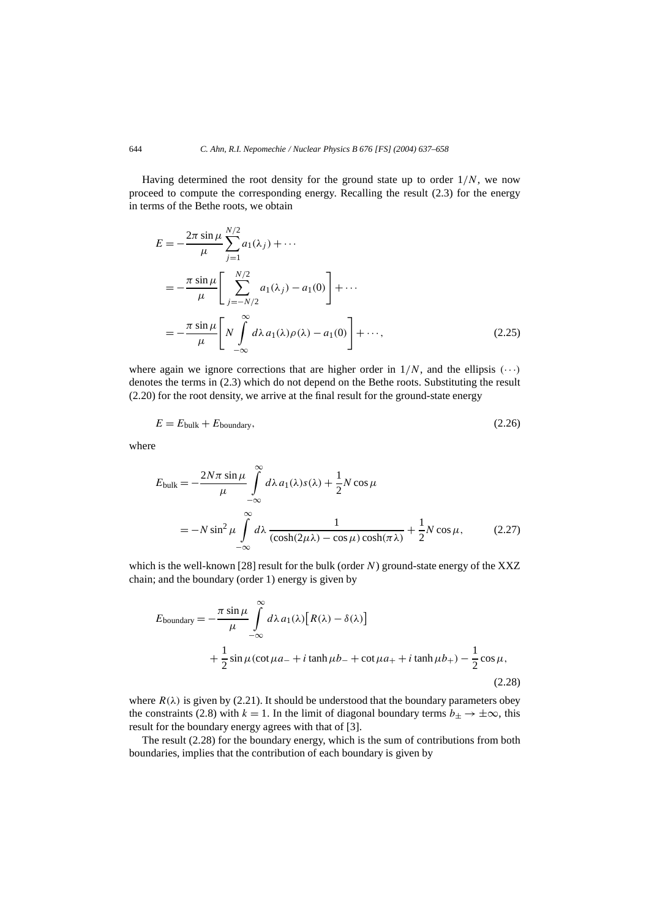Having determined the root density for the ground state up to order $1/N$, we now proceed to compute the corresponding energy. Recalling the result (2.3) for the energy in terms of the Bethe roots, we obtain

$$
\begin{aligned}
E &= -\frac{2\pi \sin\mu}{\mu} \sum_{j=1}^{N/2} a_1(\lambda_j) + \cdots \\
&= -\frac{\pi \sin\mu}{\mu} \left[ \sum_{j=-N/2}^{N/2} a_1(\lambda_j) - a_1(0) \right] + \cdots \\
&= -\frac{\pi \sin\mu}{\mu} \left[ N \int_{-\infty}^{\infty} d\lambda\, a_1(\lambda)\rho(\lambda) - a_1(0) \right] + \cdots,
\end{aligned}
\tag{2.25}
$$

where again we ignore corrections that are higher order in $1/N$, and the ellipsis $(\cdots)$ denotes the terms in (2.3) which do not depend on the Bethe roots. Substituting the result (2.20) for the root density, we arrive at the final result for the ground-state energy

$$
E = E_{\text{bulk}} + E_{\text{boundary}},
\tag{2.26}
$$

where

$$
\begin{aligned}
E_{\text{bulk}} &= -\frac{2N\pi \sin\mu}{\mu} \int_{-\infty}^{\infty} d\lambda\, a_1(\lambda)s(\lambda) + \frac{1}{2} N \cos\mu \\
&= -N \sin^2\mu \int_{-\infty}^{\infty} d\lambda\, \frac{1}{(\cosh(2\mu\lambda) - \cos\mu)\cosh(\pi\lambda)} + \frac{1}{2} N \cos\mu,
\end{aligned}
\tag{2.27}
$$

which is the well-known [28] result for the bulk (order $N$) ground-state energy of the XXZ chain; and the boundary (order 1) energy is given by

$$
\begin{aligned}
E_{\text{boundary}} &= -\frac{\pi \sin\mu}{\mu} \int_{-\infty}^{\infty} d\lambda\, a_1(\lambda) \big[ R(\lambda) - \delta(\lambda) \big] \\
&\quad + \frac{1}{2} \sin\mu (\cot\mu a_- + i \tanh\mu b_- + \cot\mu a_+ + i \tanh\mu b_+) - \frac{1}{2}\cos\mu,
\end{aligned}
\tag{2.28}
$$

where $R(\lambda)$ is given by (2.21). It should be understood that the boundary parameters obey the constraints (2.8) with $k = 1$. In the limit of diagonal boundary terms $b_\pm \to \pm\infty$, this result for the boundary energy agrees with that of [3].

The result (2.28) for the boundary energy, which is the sum of contributions from both boundaries, implies that the contribution of each boundary is given by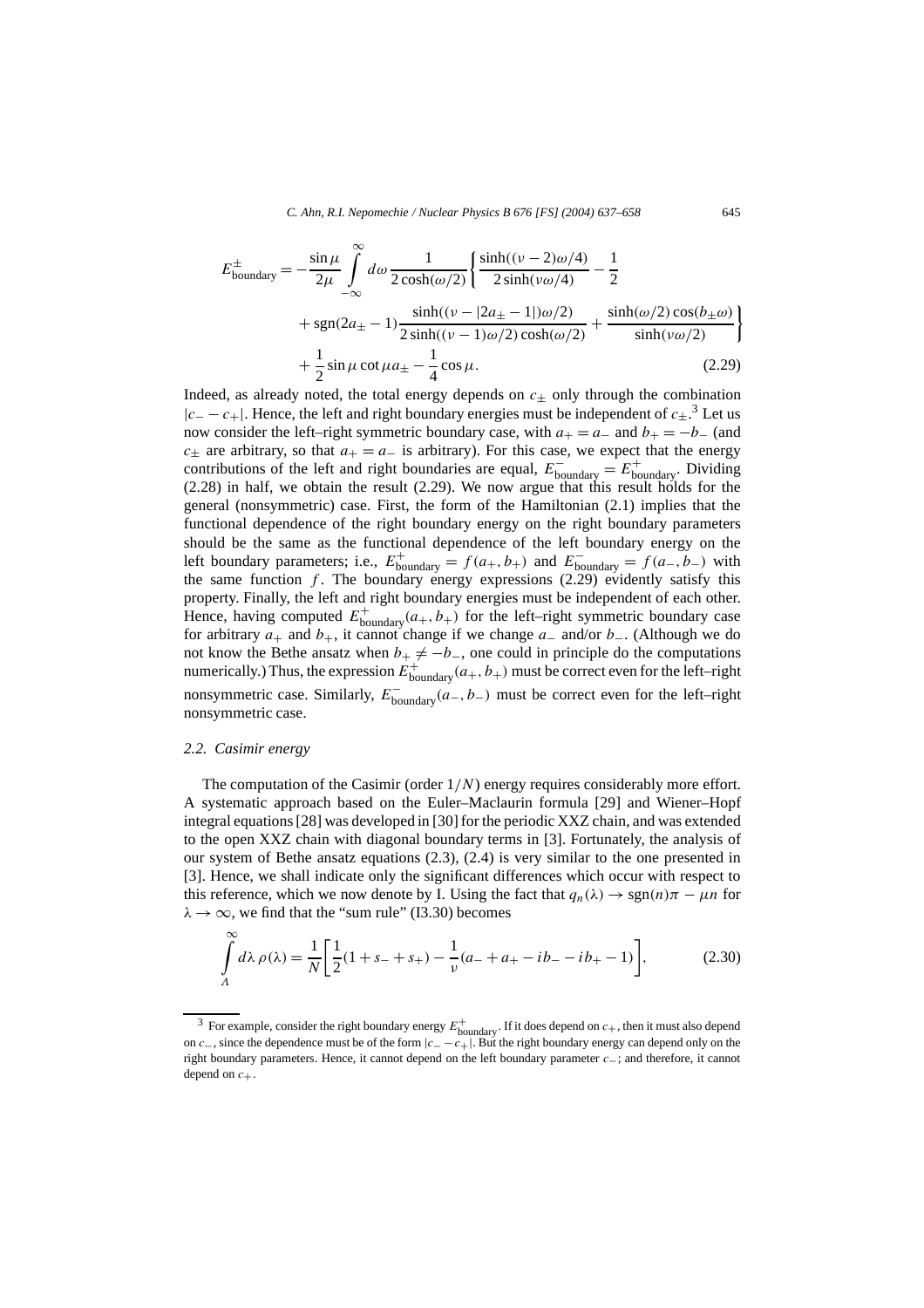$$E^{\pm}_{\text{boundary}} = -\frac{\sin\mu}{2\mu} \int_{-\infty}^{\infty} d\omega \frac{1}{2\cosh(\omega/2)} \left\{ \frac{\sinh((\nu-2)\omega/4)}{2\sinh(\nu\omega/4)} - \frac{1}{2} \right.$$
$$\left. + \operatorname{sgn}(2a_{\pm}-1) \frac{\sinh((\nu - |2a_{\pm}-1|)\omega/2)}{2\sinh((\nu-1)\omega/2)\cosh(\omega/2)} + \frac{\sinh(\omega/2)\cos(b_{\pm}\omega)}{\sinh(\nu\omega/2)} \right\}$$
$$+ \frac{1}{2}\sin\mu \cot\mu a_{\pm} - \frac{1}{4}\cos\mu. \tag{2.29}$$

Indeed, as already noted, the total energy depends on $c_{\pm}$ only through the combination $|c_- - c_+|$. Hence, the left and right boundary energies must be independent of $c_{\pm}$.[3] Let us now consider the left–right symmetric boundary case, with $a_+ = a_-$ and $b_+ = -b_-$ (and $c_{\pm}$ are arbitrary, so that $a_+ = a_-$ is arbitrary). For this case, we expect that the energy contributions of the left and right boundaries are equal, $E^-_{\text{boundary}} = E^+_{\text{boundary}}$. Dividing (2.28) in half, we obtain the result (2.29). We now argue that this result holds for the general (nonsymmetric) case. First, the form of the Hamiltonian (2.1) implies that the functional dependence of the right boundary energy on the right boundary parameters should be the same as the functional dependence of the left boundary energy on the left boundary parameters; i.e., $E^+_{\text{boundary}} = f(a_+, b_+)$ and $E^-_{\text{boundary}} = f(a_-, b_-)$ with the same function $f$. The boundary energy expressions (2.29) evidently satisfy this property. Finally, the left and right boundary energies must be independent of each other. Hence, having computed $E^+_{\text{boundary}}(a_+, b_+)$ for the left–right symmetric boundary case for arbitrary $a_+$ and $b_+$, it cannot change if we change $a_-$ and/or $b_-$. (Although we do not know the Bethe ansatz when $b_+ \neq -b_-$, one could in principle do the computations numerically.) Thus, the expression $E^+_{\text{boundary}}(a_+, b_+)$ must be correct even for the left–right nonsymmetric case. Similarly, $E^-_{\text{boundary}}(a_-, b_-)$ must be correct even for the left–right nonsymmetric case.

### *2.2. Casimir energy*

The computation of the Casimir (order $1/N$) energy requires considerably more effort. A systematic approach based on the Euler–Maclaurin formula [29] and Wiener–Hopf integral equations [28] was developed in [30] for the periodic XXZ chain, and was extended to the open XXZ chain with diagonal boundary terms in [3]. Fortunately, the analysis of our system of Bethe ansatz equations (2.3), (2.4) is very similar to the one presented in [3]. Hence, we shall indicate only the significant differences which occur with respect to this reference, which we now denote by I. Using the fact that $q_n(\lambda) \to \operatorname{sgn}(n)\pi - \mu n$ for $\lambda \to \infty$, we find that the "sum rule" (I3.30) becomes

$$\int_{\Lambda}^{\infty} d\lambda\, \rho(\lambda) = \frac{1}{N}\left[\frac{1}{2}(1 + s_- + s_+) - \frac{1}{\nu}(a_- + a_+ - ib_- - ib_+ - 1)\right], \tag{2.30}$$

---

[3] For example, consider the right boundary energy $E^+_{\text{boundary}}$. If it does depend on $c_+$, then it must also depend on $c_-$, since the dependence must be of the form $|c_- - c_+|$. But the right boundary energy can depend only on the right boundary parameters. Hence, it cannot depend on the left boundary parameter $c_-$; and therefore, it cannot depend on $c_+$.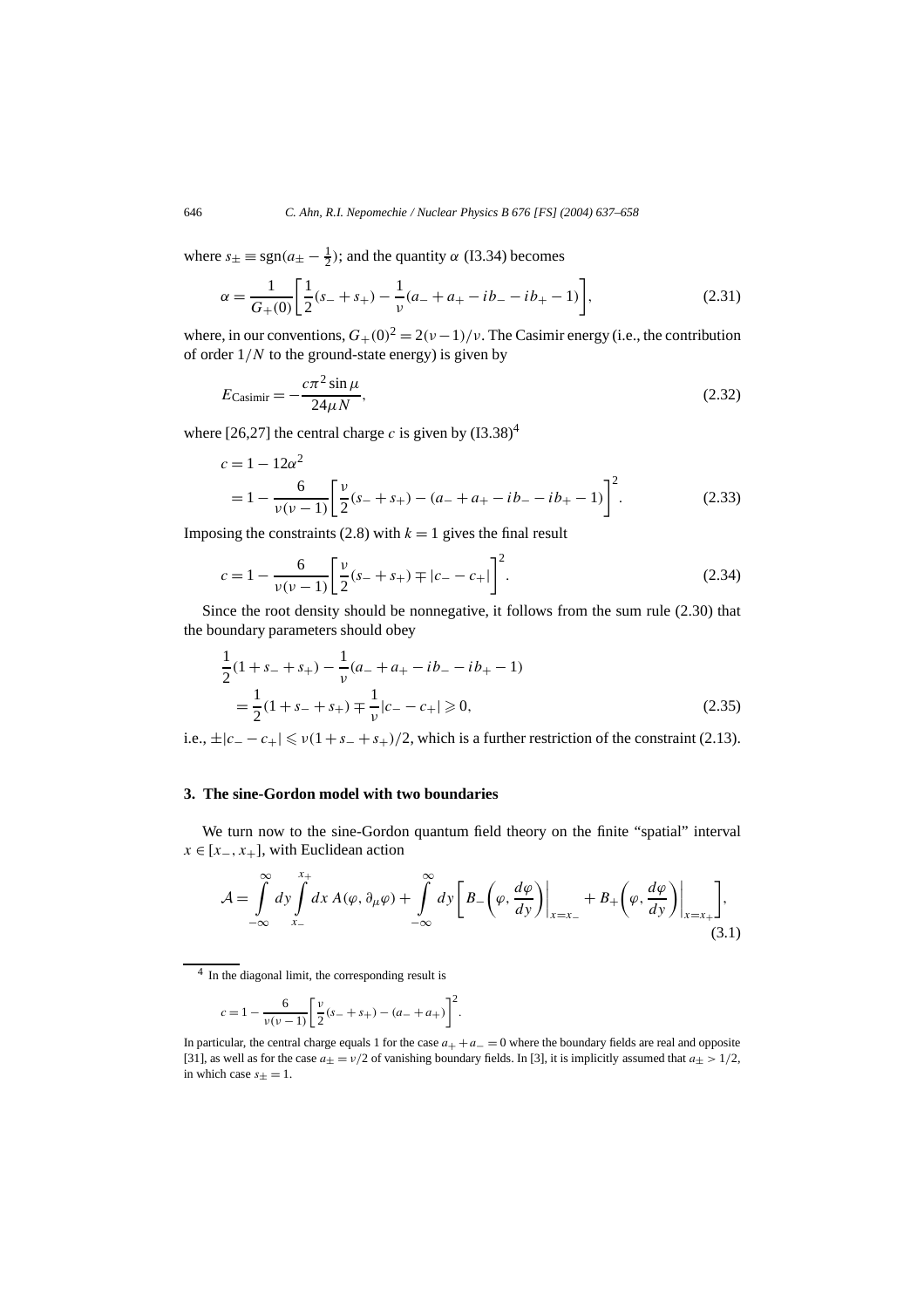where $s_\pm \equiv \mathrm{sgn}(a_\pm - \frac{1}{2})$; and the quantity $\alpha$ (I3.34) becomes

$$\alpha = \frac{1}{G_+(0)}\left[\frac{1}{2}(s_- + s_+) - \frac{1}{\nu}(a_- + a_+ - ib_- - ib_+ - 1)\right], \tag{2.31}$$

where, in our conventions, $G_+(0)^2 = 2(\nu - 1)/\nu$. The Casimir energy (i.e., the contribution of order $1/N$ to the ground-state energy) is given by

$$E_{\mathrm{Casimir}} = -\frac{c\pi^2 \sin\mu}{24\mu N}, \tag{2.32}$$

where [26,27] the central charge $c$ is given by (I3.38)[4]

$$\begin{aligned} c &= 1 - 12\alpha^2 \\ &= 1 - \frac{6}{\nu(\nu-1)}\left[\frac{\nu}{2}(s_- + s_+) - (a_- + a_+ - ib_- - ib_+ - 1)\right]^2. \end{aligned} \tag{2.33}$$

Imposing the constraints (2.8) with $k = 1$ gives the final result

$$c = 1 - \frac{6}{\nu(\nu-1)}\left[\frac{\nu}{2}(s_- + s_+) \mp |c_- - c_+|\right]^2. \tag{2.34}$$

Since the root density should be nonnegative, it follows from the sum rule (2.30) that the boundary parameters should obey

$$\begin{aligned} &\frac{1}{2}(1 + s_- + s_+) - \frac{1}{\nu}(a_- + a_+ - ib_- - ib_+ - 1) \\ &\quad = \frac{1}{2}(1 + s_- + s_+) \mp \frac{1}{\nu}|c_- - c_+| \geqslant 0, \end{aligned} \tag{2.35}$$

i.e., $\pm|c_- - c_+| \leqslant \nu(1 + s_- + s_+)/2$, which is a further restriction of the constraint (2.13).

## 3. The sine-Gordon model with two boundaries

We turn now to the sine-Gordon quantum field theory on the finite "spatial" interval $x \in [x_-, x_+]$, with Euclidean action

$$\mathcal{A} = \int_{-\infty}^{\infty} dy \int_{x_-}^{x_+} dx\, A(\varphi, \partial_\mu\varphi) + \int_{-\infty}^{\infty} dy \left[ B_-\left(\varphi, \frac{d\varphi}{dy}\right)\bigg|_{x=x_-} + B_+\left(\varphi, \frac{d\varphi}{dy}\right)\bigg|_{x=x_+} \right], \tag{3.1}$$

[4] In the diagonal limit, the corresponding result is

$$c = 1 - \frac{6}{\nu(\nu-1)}\left[\frac{\nu}{2}(s_- + s_+) - (a_- + a_+)\right]^2.$$

In particular, the central charge equals 1 for the case $a_+ + a_- = 0$ where the boundary fields are real and opposite [31], as well as for the case $a_\pm = \nu/2$ of vanishing boundary fields. In [3], it is implicitly assumed that $a_\pm > 1/2$, in which case $s_\pm = 1$.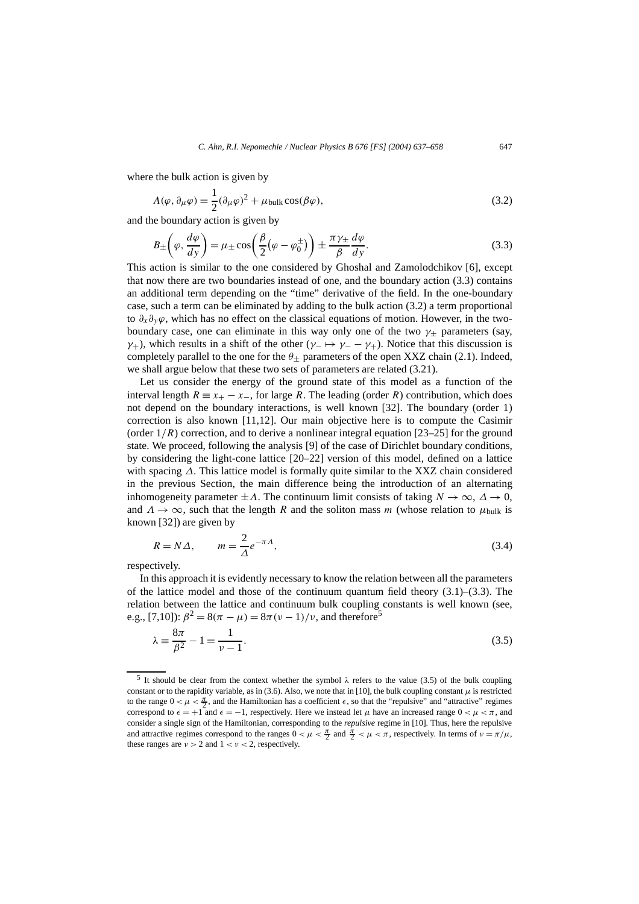where the bulk action is given by

$$A(\varphi, \partial_\mu \varphi) = \frac{1}{2}(\partial_\mu \varphi)^2 + \mu_{\text{bulk}} \cos(\beta \varphi), \tag{3.2}$$

and the boundary action is given by

$$B_\pm\left(\varphi, \frac{d\varphi}{dy}\right) = \mu_\pm \cos\left(\frac{\beta}{2}\left(\varphi - \varphi_0^\pm\right)\right) \pm \frac{\pi \gamma_\pm}{\beta}\frac{d\varphi}{dy}. \tag{3.3}$$

This action is similar to the one considered by Ghoshal and Zamolodchikov [6], except that now there are two boundaries instead of one, and the boundary action (3.3) contains an additional term depending on the "time" derivative of the field. In the one-boundary case, such a term can be eliminated by adding to the bulk action (3.2) a term proportional to $\partial_x \partial_y \varphi$, which has no effect on the classical equations of motion. However, in the two-boundary case, one can eliminate in this way only one of the two $\gamma_\pm$ parameters (say, $\gamma_+$), which results in a shift of the other ($\gamma_- \mapsto \gamma_- - \gamma_+$). Notice that this discussion is completely parallel to the one for the $\theta_\pm$ parameters of the open XXZ chain (2.1). Indeed, we shall argue below that these two sets of parameters are related (3.21).

Let us consider the energy of the ground state of this model as a function of the interval length $R \equiv x_+ - x_-$, for large $R$. The leading (order $R$) contribution, which does not depend on the boundary interactions, is well known [32]. The boundary (order 1) correction is also known [11,12]. Our main objective here is to compute the Casimir (order $1/R$) correction, and to derive a nonlinear integral equation [23–25] for the ground state. We proceed, following the analysis [9] of the case of Dirichlet boundary conditions, by considering the light-cone lattice [20–22] version of this model, defined on a lattice with spacing $\Delta$. This lattice model is formally quite similar to the XXZ chain considered in the previous Section, the main difference being the introduction of an alternating inhomogeneity parameter $\pm\Lambda$. The continuum limit consists of taking $N \to \infty$, $\Delta \to 0$, and $\Lambda \to \infty$, such that the length $R$ and the soliton mass $m$ (whose relation to $\mu_{\text{bulk}}$ is known [32]) are given by

$$R = N\Delta, \qquad m = \frac{2}{\Delta} e^{-\pi \Lambda}, \tag{3.4}$$

respectively.

In this approach it is evidently necessary to know the relation between all the parameters of the lattice model and those of the continuum quantum field theory (3.1)–(3.3). The relation between the lattice and continuum bulk coupling constants is well known (see, e.g., [7,10]): $\beta^2 = 8(\pi - \mu) = 8\pi(\nu - 1)/\nu$, and therefore[5]

$$\lambda \equiv \frac{8\pi}{\beta^2} - 1 = \frac{1}{\nu - 1}. \tag{3.5}$$

[5] It should be clear from the context whether the symbol $\lambda$ refers to the value (3.5) of the bulk coupling constant or to the rapidity variable, as in (3.6). Also, we note that in [10], the bulk coupling constant $\mu$ is restricted to the range $0 < \mu < \frac{\pi}{2}$, and the Hamiltonian has a coefficient $\epsilon$, so that the "repulsive" and "attractive" regimes correspond to $\epsilon = +1$ and $\epsilon = -1$, respectively. Here we instead let $\mu$ have an increased range $0 < \mu < \pi$, and consider a single sign of the Hamiltonian, corresponding to the *repulsive* regime in [10]. Thus, here the repulsive and attractive regimes correspond to the ranges $0 < \mu < \frac{\pi}{2}$ and $\frac{\pi}{2} < \mu < \pi$, respectively. In terms of $\nu = \pi/\mu$, these ranges are $\nu > 2$ and $1 < \nu < 2$, respectively.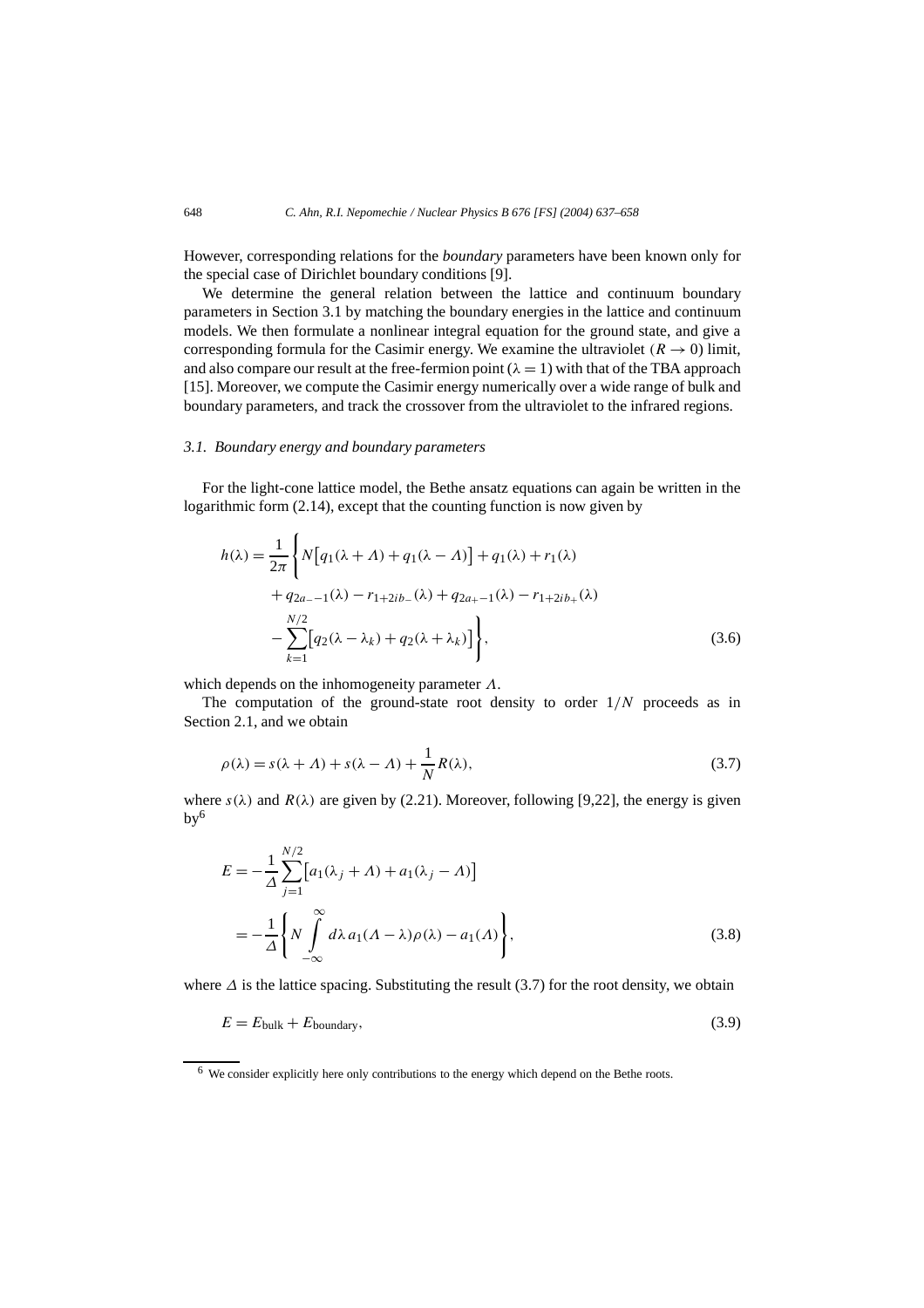However, corresponding relations for the *boundary* parameters have been known only for the special case of Dirichlet boundary conditions [9].

We determine the general relation between the lattice and continuum boundary parameters in Section 3.1 by matching the boundary energies in the lattice and continuum models. We then formulate a nonlinear integral equation for the ground state, and give a corresponding formula for the Casimir energy. We examine the ultraviolet ($R \to 0$) limit, and also compare our result at the free-fermion point ($\lambda = 1$) with that of the TBA approach [15]. Moreover, we compute the Casimir energy numerically over a wide range of bulk and boundary parameters, and track the crossover from the ultraviolet to the infrared regions.

### *3.1. Boundary energy and boundary parameters*

For the light-cone lattice model, the Bethe ansatz equations can again be written in the logarithmic form (2.14), except that the counting function is now given by

$$h(\lambda) = \frac{1}{2\pi}\Biggl\{N\bigl[q_1(\lambda + \Lambda) + q_1(\lambda - \Lambda)\bigr] + q_1(\lambda) + r_1(\lambda) + q_{2a_- - 1}(\lambda) - r_{1+2ib_-}(\lambda) + q_{2a_+ - 1}(\lambda) - r_{1+2ib_+}(\lambda) - \sum_{k=1}^{N/2}\bigl[q_2(\lambda - \lambda_k) + q_2(\lambda + \lambda_k)\bigr]\Biggr\}, \tag{3.6}$$

which depends on the inhomogeneity parameter $\Lambda$.

The computation of the ground-state root density to order $1/N$ proceeds as in Section 2.1, and we obtain

$$\rho(\lambda) = s(\lambda + \Lambda) + s(\lambda - \Lambda) + \frac{1}{N}R(\lambda), \tag{3.7}$$

where $s(\lambda)$ and $R(\lambda)$ are given by (2.21). Moreover, following [9,22], the energy is given by[6]

$$\begin{aligned} E &= -\frac{1}{\Delta}\sum_{j=1}^{N/2}\bigl[a_1(\lambda_j + \Lambda) + a_1(\lambda_j - \Lambda)\bigr] \\ &= -\frac{1}{\Delta}\Biggl\{N\int_{-\infty}^{\infty} d\lambda\, a_1(\Lambda - \lambda)\rho(\lambda) - a_1(\Lambda)\Biggr\}, \end{aligned} \tag{3.8}$$

where $\Delta$ is the lattice spacing. Substituting the result (3.7) for the root density, we obtain

$$E = E_{\text{bulk}} + E_{\text{boundary}}, \tag{3.9}$$

[6] We consider explicitly here only contributions to the energy which depend on the Bethe roots.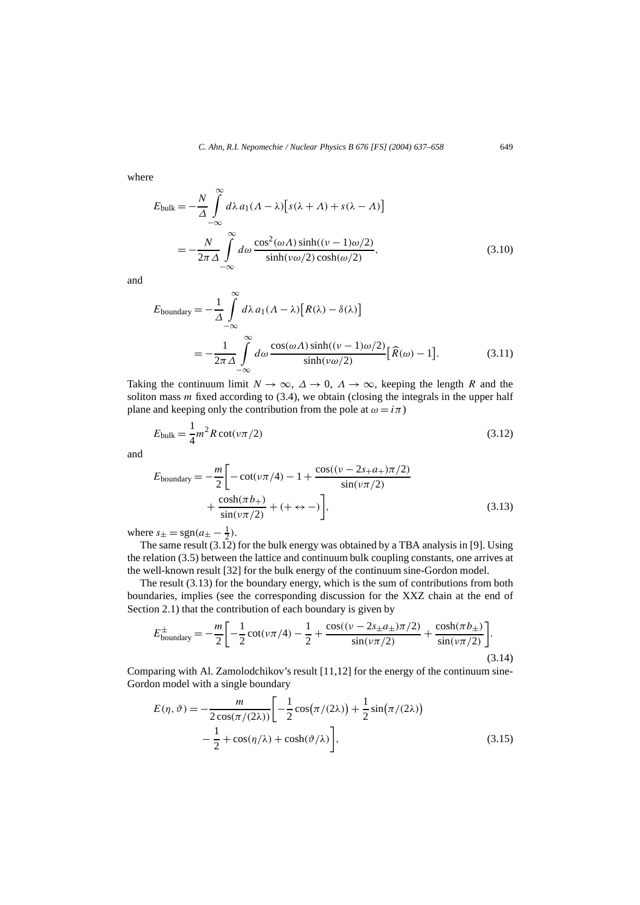where

$$E_{\text{bulk}} = -\frac{N}{\Delta} \int_{-\infty}^{\infty} d\lambda\, a_1(\Lambda - \lambda)\big[s(\lambda + \Lambda) + s(\lambda - \Lambda)\big]$$
$$= -\frac{N}{2\pi \Delta} \int_{-\infty}^{\infty} d\omega\, \frac{\cos^2(\omega\Lambda)\sinh((\nu - 1)\omega/2)}{\sinh(\nu\omega/2)\cosh(\omega/2)}, \tag{3.10}$$

and

$$E_{\text{boundary}} = -\frac{1}{\Delta} \int_{-\infty}^{\infty} d\lambda\, a_1(\Lambda - \lambda)\big[R(\lambda) - \delta(\lambda)\big]$$
$$= -\frac{1}{2\pi \Delta} \int_{-\infty}^{\infty} d\omega\, \frac{\cos(\omega\Lambda)\sinh((\nu - 1)\omega/2)}{\sinh(\nu\omega/2)}\big[\widehat{R}(\omega) - 1\big]. \tag{3.11}$$

Taking the continuum limit $N \to \infty$, $\Delta \to 0$, $\Lambda \to \infty$, keeping the length $R$ and the soliton mass $m$ fixed according to (3.4), we obtain (closing the integrals in the upper half plane and keeping only the contribution from the pole at $\omega = i\pi$)

$$E_{\text{bulk}} = \frac{1}{4} m^2 R \cot(\nu\pi/2) \tag{3.12}$$

and

$$E_{\text{boundary}} = -\frac{m}{2}\bigg[-\cot(\nu\pi/4) - 1 + \frac{\cos((\nu - 2s_+ a_+)\pi/2)}{\sin(\nu\pi/2)}$$
$$+ \frac{\cosh(\pi b_+)}{\sin(\nu\pi/2)} + (+ \leftrightarrow -)\bigg], \tag{3.13}$$

where $s_\pm = \text{sgn}(a_\pm - \frac{1}{2})$.

The same result (3.12) for the bulk energy was obtained by a TBA analysis in [9]. Using the relation (3.5) between the lattice and continuum bulk coupling constants, one arrives at the well-known result [32] for the bulk energy of the continuum sine-Gordon model.

The result (3.13) for the boundary energy, which is the sum of contributions from both boundaries, implies (see the corresponding discussion for the XXZ chain at the end of Section 2.1) that the contribution of each boundary is given by

$$E^{\pm}_{\text{boundary}} = -\frac{m}{2}\bigg[-\frac{1}{2}\cot(\nu\pi/4) - \frac{1}{2} + \frac{\cos((\nu - 2s_\pm a_\pm)\pi/2)}{\sin(\nu\pi/2)} + \frac{\cosh(\pi b_\pm)}{\sin(\nu\pi/2)}\bigg]. \tag{3.14}$$

Comparing with Al. Zamolodchikov's result [11,12] for the energy of the continuum sine-Gordon model with a single boundary

$$E(\eta, \vartheta) = -\frac{m}{2\cos(\pi/(2\lambda))}\bigg[-\frac{1}{2}\cos\big(\pi/(2\lambda)\big) + \frac{1}{2}\sin\big(\pi/(2\lambda)\big)$$
$$- \frac{1}{2} + \cos(\eta/\lambda) + \cosh(\vartheta/\lambda)\bigg], \tag{3.15}$$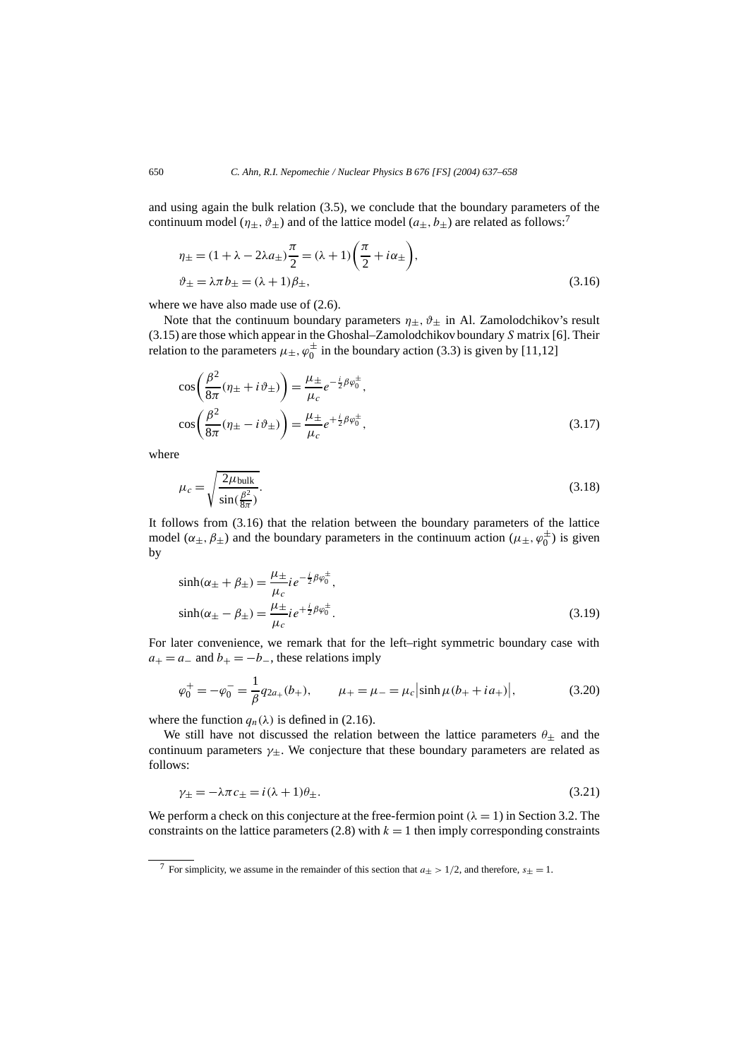and using again the bulk relation (3.5), we conclude that the boundary parameters of the continuum model ($\eta_\pm$, $\vartheta_\pm$) and of the lattice model ($a_\pm$, $b_\pm$) are related as follows:[7]

$$\eta_\pm = (1 + \lambda - 2\lambda a_\pm)\frac{\pi}{2} = (\lambda + 1)\left(\frac{\pi}{2} + i\alpha_\pm\right),$$
$$\vartheta_\pm = \lambda\pi b_\pm = (\lambda + 1)\beta_\pm, \tag{3.16}$$

where we have also made use of (2.6).

Note that the continuum boundary parameters $\eta_\pm$, $\vartheta_\pm$ in Al. Zamolodchikov's result (3.15) are those which appear in the Ghoshal–Zamolodchikov boundary $S$ matrix [6]. Their relation to the parameters $\mu_\pm$, $\varphi_0^\pm$ in the boundary action (3.3) is given by [11,12]

$$\cos\left(\frac{\beta^2}{8\pi}(\eta_\pm + i\vartheta_\pm)\right) = \frac{\mu_\pm}{\mu_c} e^{-\frac{i}{2}\beta\varphi_0^\pm},$$
$$\cos\left(\frac{\beta^2}{8\pi}(\eta_\pm - i\vartheta_\pm)\right) = \frac{\mu_\pm}{\mu_c} e^{+\frac{i}{2}\beta\varphi_0^\pm}, \tag{3.17}$$

where

$$\mu_c = \sqrt{\frac{2\mu_{\text{bulk}}}{\sin(\frac{\beta^2}{8\pi})}}. \tag{3.18}$$

It follows from (3.16) that the relation between the boundary parameters of the lattice model ($\alpha_\pm$, $\beta_\pm$) and the boundary parameters in the continuum action ($\mu_\pm$, $\varphi_0^\pm$) is given by

$$\sinh(\alpha_\pm + \beta_\pm) = \frac{\mu_\pm}{\mu_c} i e^{-\frac{i}{2}\beta\varphi_0^\pm},$$
$$\sinh(\alpha_\pm - \beta_\pm) = \frac{\mu_\pm}{\mu_c} i e^{+\frac{i}{2}\beta\varphi_0^\pm}. \tag{3.19}$$

For later convenience, we remark that for the left–right symmetric boundary case with $a_+ = a_-$ and $b_+ = -b_-$, these relations imply

$$\varphi_0^+ = -\varphi_0^- = \frac{1}{\beta} q_{2a_+}(b_+), \qquad \mu_+ = \mu_- = \mu_c \left|\sinh\mu(b_+ + ia_+)\right|, \tag{3.20}$$

where the function $q_n(\lambda)$ is defined in (2.16).

We still have not discussed the relation between the lattice parameters $\theta_\pm$ and the continuum parameters $\gamma_\pm$. We conjecture that these boundary parameters are related as follows:

$$\gamma_\pm = -\lambda\pi c_\pm = i(\lambda + 1)\theta_\pm. \tag{3.21}$$

We perform a check on this conjecture at the free-fermion point ($\lambda = 1$) in Section 3.2. The constraints on the lattice parameters (2.8) with $k = 1$ then imply corresponding constraints

[7] For simplicity, we assume in the remainder of this section that $a_\pm > 1/2$, and therefore, $s_\pm = 1$.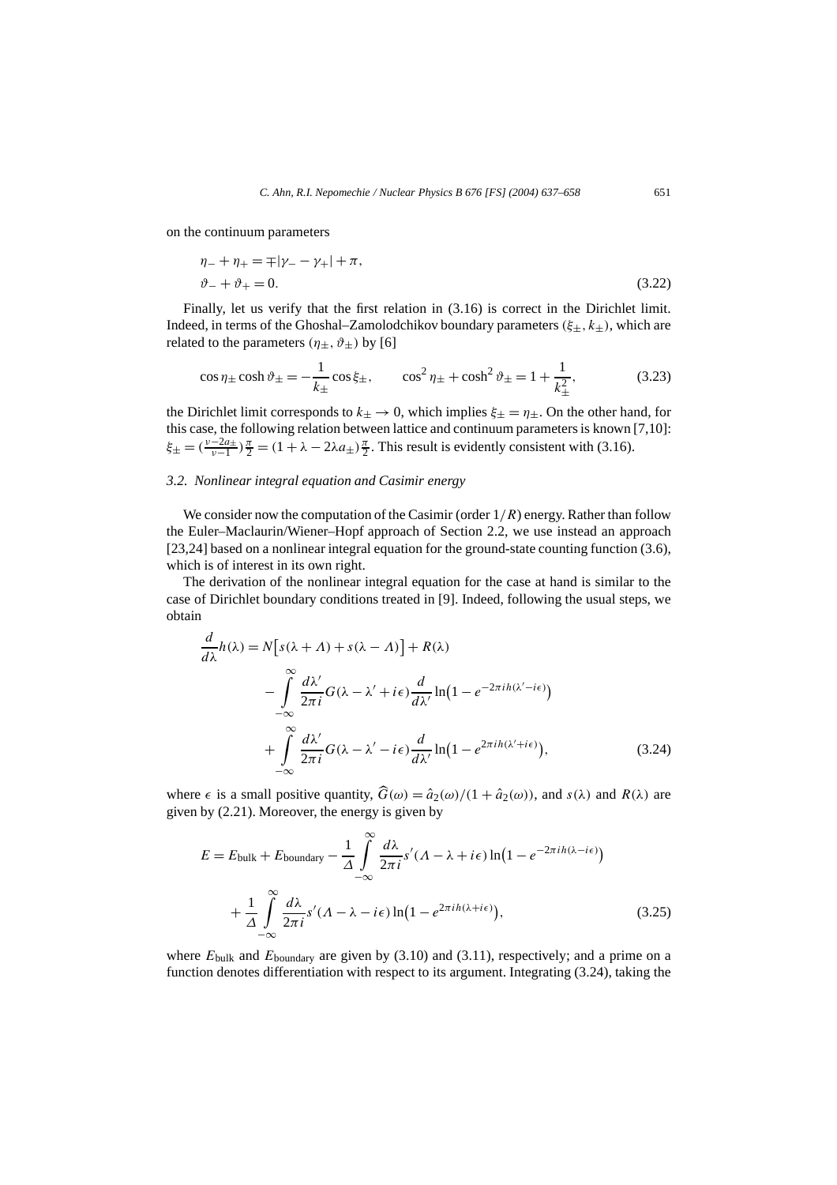on the continuum parameters

$$
\begin{aligned}
&\eta_- + \eta_+ = \mp|\gamma_- - \gamma_+| + \pi, \\
&\vartheta_- + \vartheta_+ = 0.
\end{aligned}
\tag{3.22}
$$

Finally, let us verify that the first relation in (3.16) is correct in the Dirichlet limit. Indeed, in terms of the Ghoshal–Zamolodchikov boundary parameters $(\xi_\pm, k_\pm)$, which are related to the parameters $(\eta_\pm, \vartheta_\pm)$ by [6]

$$
\cos\eta_\pm \cosh\vartheta_\pm = -\frac{1}{k_\pm}\cos\xi_\pm, \qquad \cos^2\eta_\pm + \cosh^2\vartheta_\pm = 1 + \frac{1}{k_\pm^2},
\tag{3.23}
$$

the Dirichlet limit corresponds to $k_\pm \to 0$, which implies $\xi_\pm = \eta_\pm$. On the other hand, for this case, the following relation between lattice and continuum parameters is known [7,10]: $\xi_\pm = (\frac{\nu - 2a_\pm}{\nu - 1})\frac{\pi}{2} = (1 + \lambda - 2\lambda a_\pm)\frac{\pi}{2}$. This result is evidently consistent with (3.16).

### *3.2. Nonlinear integral equation and Casimir energy*

We consider now the computation of the Casimir (order $1/R$) energy. Rather than follow the Euler–Maclaurin/Wiener–Hopf approach of Section 2.2, we use instead an approach [23,24] based on a nonlinear integral equation for the ground-state counting function (3.6), which is of interest in its own right.

The derivation of the nonlinear integral equation for the case at hand is similar to the case of Dirichlet boundary conditions treated in [9]. Indeed, following the usual steps, we obtain

$$
\begin{aligned}
\frac{d}{d\lambda}h(\lambda) = {} & N\big[s(\lambda + \Lambda) + s(\lambda - \Lambda)\big] + R(\lambda) \\
& - \int_{-\infty}^{\infty} \frac{d\lambda'}{2\pi i} G(\lambda - \lambda' + i\epsilon) \frac{d}{d\lambda'} \ln\big(1 - e^{-2\pi i h(\lambda' - i\epsilon)}\big) \\
& + \int_{-\infty}^{\infty} \frac{d\lambda'}{2\pi i} G(\lambda - \lambda' - i\epsilon) \frac{d}{d\lambda'} \ln\big(1 - e^{2\pi i h(\lambda' + i\epsilon)}\big),
\end{aligned}
\tag{3.24}
$$

where $\epsilon$ is a small positive quantity, $\widehat{G}(\omega) = \hat{a}_2(\omega)/(1 + \hat{a}_2(\omega))$, and $s(\lambda)$ and $R(\lambda)$ are given by (2.21). Moreover, the energy is given by

$$
\begin{aligned}
E = {} & E_{\text{bulk}} + E_{\text{boundary}} - \frac{1}{\Delta}\int_{-\infty}^{\infty} \frac{d\lambda}{2\pi i} s'(\Lambda - \lambda + i\epsilon) \ln\big(1 - e^{-2\pi i h(\lambda - i\epsilon)}\big) \\
& + \frac{1}{\Delta}\int_{-\infty}^{\infty} \frac{d\lambda}{2\pi i} s'(\Lambda - \lambda - i\epsilon) \ln\big(1 - e^{2\pi i h(\lambda + i\epsilon)}\big),
\end{aligned}
\tag{3.25}
$$

where $E_{\text{bulk}}$ and $E_{\text{boundary}}$ are given by (3.10) and (3.11), respectively; and a prime on a function denotes differentiation with respect to its argument. Integrating (3.24), taking the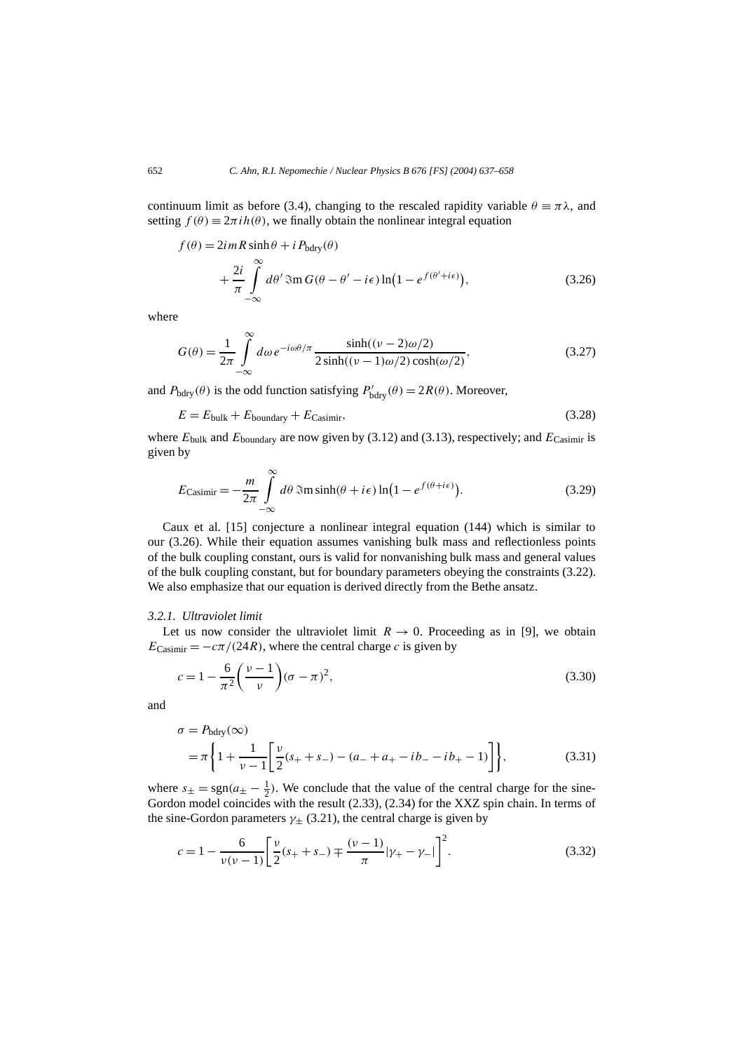continuum limit as before (3.4), changing to the rescaled rapidity variable $\theta \equiv \pi\lambda$, and setting $f(\theta) \equiv 2\pi i h(\theta)$, we finally obtain the nonlinear integral equation

$$
\begin{aligned}
f(\theta) &= 2imR\sinh\theta + iP_{\text{bdry}}(\theta) \\
&\quad + \frac{2i}{\pi}\int_{-\infty}^{\infty} d\theta' \, \Im\text{m}\, G(\theta - \theta' - i\epsilon)\ln\bigl(1 - e^{f(\theta' + i\epsilon)}\bigr),
\end{aligned}
\tag{3.26}
$$

where

$$
G(\theta) = \frac{1}{2\pi}\int_{-\infty}^{\infty} d\omega \, e^{-i\omega\theta/\pi} \frac{\sinh((\nu-2)\omega/2)}{2\sinh((\nu-1)\omega/2)\cosh(\omega/2)},
\tag{3.27}
$$

and $P_{\text{bdry}}(\theta)$ is the odd function satisfying $P'_{\text{bdry}}(\theta) = 2R(\theta)$. Moreover,

$$
E = E_{\text{bulk}} + E_{\text{boundary}} + E_{\text{Casimir}},
\tag{3.28}
$$

where $E_{\text{bulk}}$ and $E_{\text{boundary}}$ are now given by (3.12) and (3.13), respectively; and $E_{\text{Casimir}}$ is given by

$$
E_{\text{Casimir}} = -\frac{m}{2\pi}\int_{-\infty}^{\infty} d\theta \, \Im\text{m}\sinh(\theta + i\epsilon)\ln\bigl(1 - e^{f(\theta + i\epsilon)}\bigr).
\tag{3.29}
$$

Caux et al. [15] conjecture a nonlinear integral equation (144) which is similar to our (3.26). While their equation assumes vanishing bulk mass and reflectionless points of the bulk coupling constant, ours is valid for nonvanishing bulk mass and general values of the bulk coupling constant, but for boundary parameters obeying the constraints (3.22). We also emphasize that our equation is derived directly from the Bethe ansatz.

### *3.2.1. Ultraviolet limit*

Let us now consider the ultraviolet limit $R \to 0$. Proceeding as in [9], we obtain $E_{\text{Casimir}} = -c\pi/(24R)$, where the central charge $c$ is given by

$$
c = 1 - \frac{6}{\pi^2}\left(\frac{\nu-1}{\nu}\right)(\sigma - \pi)^2,
\tag{3.30}
$$

and

$$
\begin{aligned}
\sigma &= P_{\text{bdry}}(\infty) \\
&= \pi\left\{1 + \frac{1}{\nu-1}\left[\frac{\nu}{2}(s_+ + s_-) - (a_- + a_+ - ib_- - ib_+ - 1)\right]\right\},
\end{aligned}
\tag{3.31}
$$

where $s_\pm = \text{sgn}(a_\pm - \frac{1}{2})$. We conclude that the value of the central charge for the sine-Gordon model coincides with the result (2.33), (2.34) for the XXZ spin chain. In terms of the sine-Gordon parameters $\gamma_\pm$ (3.21), the central charge is given by

$$
c = 1 - \frac{6}{\nu(\nu-1)}\left[\frac{\nu}{2}(s_+ + s_-) \mp \frac{(\nu-1)}{\pi}|\gamma_+ - \gamma_-|\right]^2.
\tag{3.32}
$$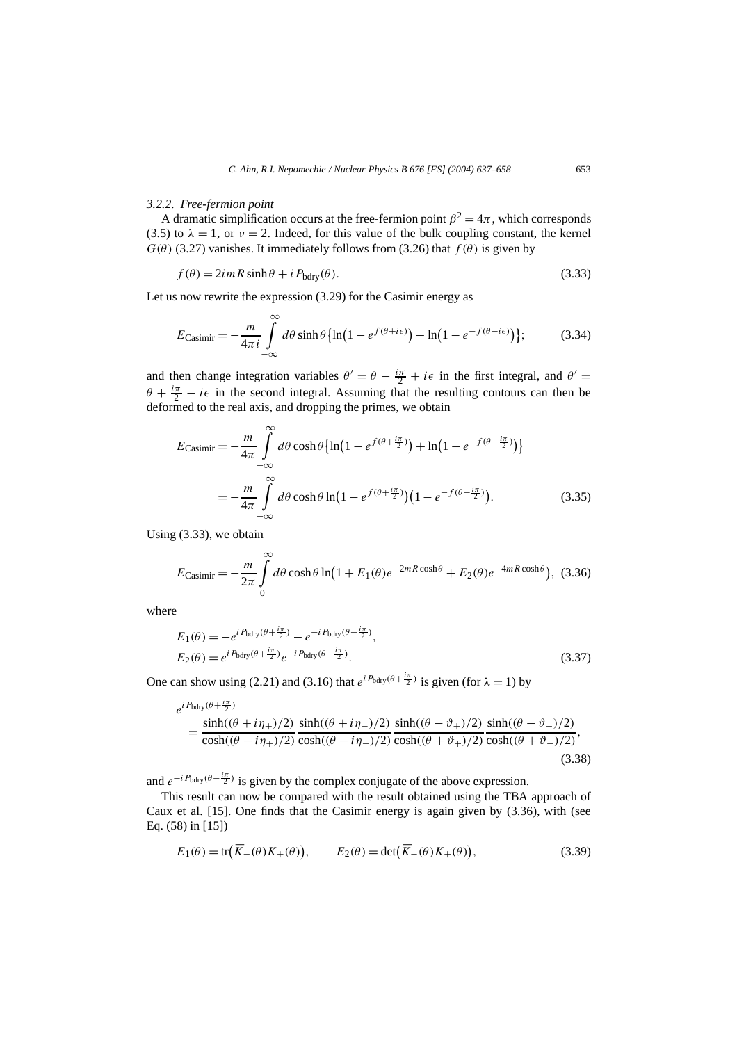### 3.2.2. Free-fermion point

A dramatic simplification occurs at the free-fermion point $\beta^2 = 4\pi$, which corresponds (3.5) to $\lambda = 1$, or $\nu = 2$. Indeed, for this value of the bulk coupling constant, the kernel $G(\theta)$ (3.27) vanishes. It immediately follows from (3.26) that $f(\theta)$ is given by

$$f(\theta) = 2imR\sinh\theta + iP_{\text{bdry}}(\theta). \tag{3.33}$$

Let us now rewrite the expression (3.29) for the Casimir energy as

$$E_{\text{Casimir}} = -\frac{m}{4\pi i}\int_{-\infty}^{\infty} d\theta \sinh\theta \left\{\ln\left(1 - e^{f(\theta+i\epsilon)}\right) - \ln\left(1 - e^{-f(\theta-i\epsilon)}\right)\right\}; \tag{3.34}$$

and then change integration variables $\theta' = \theta - \frac{i\pi}{2} + i\epsilon$ in the first integral, and $\theta' = \theta + \frac{i\pi}{2} - i\epsilon$ in the second integral. Assuming that the resulting contours can then be deformed to the real axis, and dropping the primes, we obtain

$$\begin{aligned}
E_{\text{Casimir}} &= -\frac{m}{4\pi}\int_{-\infty}^{\infty} d\theta \cosh\theta \left\{\ln\left(1 - e^{f(\theta+\frac{i\pi}{2})}\right) + \ln\left(1 - e^{-f(\theta-\frac{i\pi}{2})}\right)\right\} \\
&= -\frac{m}{4\pi}\int_{-\infty}^{\infty} d\theta \cosh\theta \ln\left(1 - e^{f(\theta+\frac{i\pi}{2})}\right)\left(1 - e^{-f(\theta-\frac{i\pi}{2})}\right).
\end{aligned} \tag{3.35}$$

Using (3.33), we obtain

$$E_{\text{Casimir}} = -\frac{m}{2\pi}\int_{0}^{\infty} d\theta \cosh\theta \ln\left(1 + E_1(\theta)e^{-2mR\cosh\theta} + E_2(\theta)e^{-4mR\cosh\theta}\right), \tag{3.36}$$

where

$$\begin{aligned}
E_1(\theta) &= -e^{iP_{\text{bdry}}(\theta+\frac{i\pi}{2})} - e^{-iP_{\text{bdry}}(\theta-\frac{i\pi}{2})}, \\
E_2(\theta) &= e^{iP_{\text{bdry}}(\theta+\frac{i\pi}{2})}e^{-iP_{\text{bdry}}(\theta-\frac{i\pi}{2})}.
\end{aligned} \tag{3.37}$$

One can show using (2.21) and (3.16) that $e^{iP_{\text{bdry}}(\theta+\frac{i\pi}{2})}$ is given (for $\lambda = 1$) by

$$\begin{aligned}
&e^{iP_{\text{bdry}}(\theta+\frac{i\pi}{2})} \\
&\quad = \frac{\sinh((\theta+i\eta_+)/2)}{\cosh((\theta-i\eta_+)/2)}\frac{\sinh((\theta+i\eta_-)/2)}{\cosh((\theta-i\eta_-)/2)}\frac{\sinh((\theta-\vartheta_+)/2)}{\cosh((\theta+\vartheta_+)/2)}\frac{\sinh((\theta-\vartheta_-)/2)}{\cosh((\theta+\vartheta_-)/2)},
\end{aligned} \tag{3.38}$$

and $e^{-iP_{\text{bdry}}(\theta-\frac{i\pi}{2})}$ is given by the complex conjugate of the above expression.

This result can now be compared with the result obtained using the TBA approach of Caux et al. [15]. One finds that the Casimir energy is again given by (3.36), with (see Eq. (58) in [15])

$$E_1(\theta) = \operatorname{tr}\left(\overline{K}_-(\theta)K_+(\theta)\right), \qquad E_2(\theta) = \det\left(\overline{K}_-(\theta)K_+(\theta)\right), \tag{3.39}$$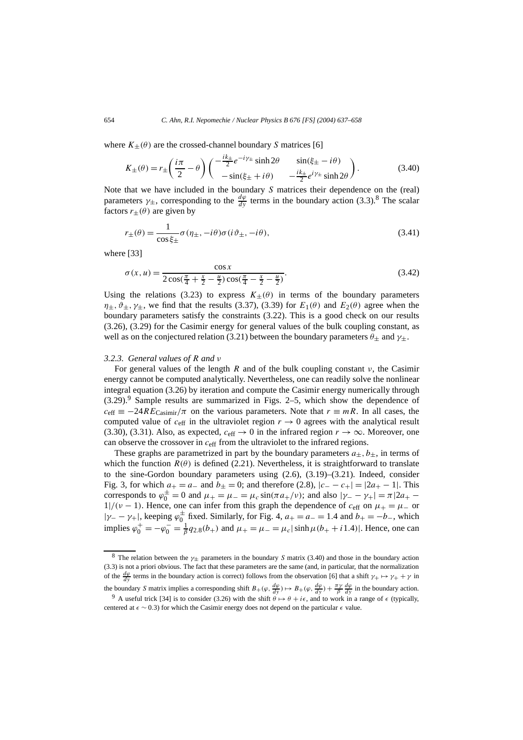where $K_{\pm}(\theta)$ are the crossed-channel boundary $S$ matrices [6]

$$K_{\pm}(\theta) = r_{\pm}\left(\frac{i\pi}{2} - \theta\right) \begin{pmatrix} -\frac{ik_{\pm}}{2} e^{-i\gamma_{\pm}} \sinh 2\theta & \sin(\xi_{\pm} - i\theta) \\ -\sin(\xi_{\pm} + i\theta) & -\frac{ik_{\pm}}{2} e^{i\gamma_{\pm}} \sinh 2\theta \end{pmatrix}. \tag{3.40}$$

Note that we have included in the boundary $S$ matrices their dependence on the (real) parameters $\gamma_{\pm}$, corresponding to the $\frac{d\varphi}{dy}$ terms in the boundary action (3.3).[8] The scalar factors $r_{\pm}(\theta)$ are given by

$$r_{\pm}(\theta) = \frac{1}{\cos \xi_{\pm}} \sigma(\eta_{\pm}, -i\theta) \sigma(i\vartheta_{\pm}, -i\theta), \tag{3.41}$$

where [33]

$$\sigma(x, u) = \frac{\cos x}{2 \cos(\frac{\pi}{4} + \frac{x}{2} - \frac{u}{2}) \cos(\frac{\pi}{4} - \frac{x}{2} - \frac{u}{2})}. \tag{3.42}$$

Using the relations (3.23) to express $K_{\pm}(\theta)$ in terms of the boundary parameters $\eta_{\pm}, \vartheta_{\pm}, \gamma_{\pm}$, we find that the results (3.37), (3.39) for $E_1(\theta)$ and $E_2(\theta)$ agree when the boundary parameters satisfy the constraints (3.22). This is a good check on our results (3.26), (3.29) for the Casimir energy for general values of the bulk coupling constant, as well as on the conjectured relation (3.21) between the boundary parameters $\theta_{\pm}$ and $\gamma_{\pm}$.

### 3.2.3. General values of $R$ and $\nu$

For general values of the length $R$ and of the bulk coupling constant $\nu$, the Casimir energy cannot be computed analytically. Nevertheless, one can readily solve the nonlinear integral equation (3.26) by iteration and compute the Casimir energy numerically through (3.29).[9] Sample results are summarized in Figs. 2–5, which show the dependence of $c_{\text{eff}} \equiv -24RE_{\text{Casimir}}/\pi$ on the various parameters. Note that $r \equiv mR$. In all cases, the computed value of $c_{\text{eff}}$ in the ultraviolet region $r \to 0$ agrees with the analytical result (3.30), (3.31). Also, as expected, $c_{\text{eff}} \to 0$ in the infrared region $r \to \infty$. Moreover, one can observe the crossover in $c_{\text{eff}}$ from the ultraviolet to the infrared regions.

These graphs are parametrized in part by the boundary parameters $a_{\pm}, b_{\pm}$, in terms of which the function $R(\theta)$ is defined (2.21). Nevertheless, it is straightforward to translate to the sine-Gordon boundary parameters using (2.6), (3.19)–(3.21). Indeed, consider Fig. 3, for which $a_+ = a_-$ and $b_{\pm} = 0$; and therefore (2.8), $|c_- - c_+| = |2a_+ - 1|$. This corresponds to $\varphi_0^{\pm} = 0$ and $\mu_+ = \mu_- = \mu_c \sin(\pi a_+/\nu)$; and also $|\gamma_- - \gamma_+| = \pi|2a_+ - 1|/(\nu - 1)$. Hence, one can infer from this graph the dependence of $c_{\text{eff}}$ on $\mu_+ = \mu_-$ or $|\gamma_- - \gamma_+|$, keeping $\varphi_0^{\pm}$ fixed. Similarly, for Fig. 4, $a_+ = a_- = 1.4$ and $b_+ = -b_-$, which implies $\varphi_0^+ = -\varphi_0^- = \frac{1}{\beta} q_{2.8}(b_+)$ and $\mu_+ = \mu_- = \mu_c |\sinh \mu(b_+ + i1.4)|$. Hence, one can

---

[8] The relation between the $\gamma_{\pm}$ parameters in the boundary $S$ matrix (3.40) and those in the boundary action (3.3) is not a priori obvious. The fact that these parameters are the same (and, in particular, that the normalization of the $\frac{d\varphi}{dy}$ terms in the boundary action is correct) follows from the observation [6] that a shift $\gamma_+ \mapsto \gamma_+ + \gamma$ in the boundary $S$ matrix implies a corresponding shift $B_+(\varphi, \frac{d\varphi}{dy}) \mapsto B_+(\varphi, \frac{d\varphi}{dy}) + \frac{\pi\gamma}{\beta} \frac{d\varphi}{dy}$ in the boundary action.

[9] A useful trick [34] is to consider (3.26) with the shift $\theta \mapsto \theta + i\epsilon$, and to work in a range of $\epsilon$ (typically, centered at $\epsilon \sim 0.3$) for which the Casimir energy does not depend on the particular $\epsilon$ value.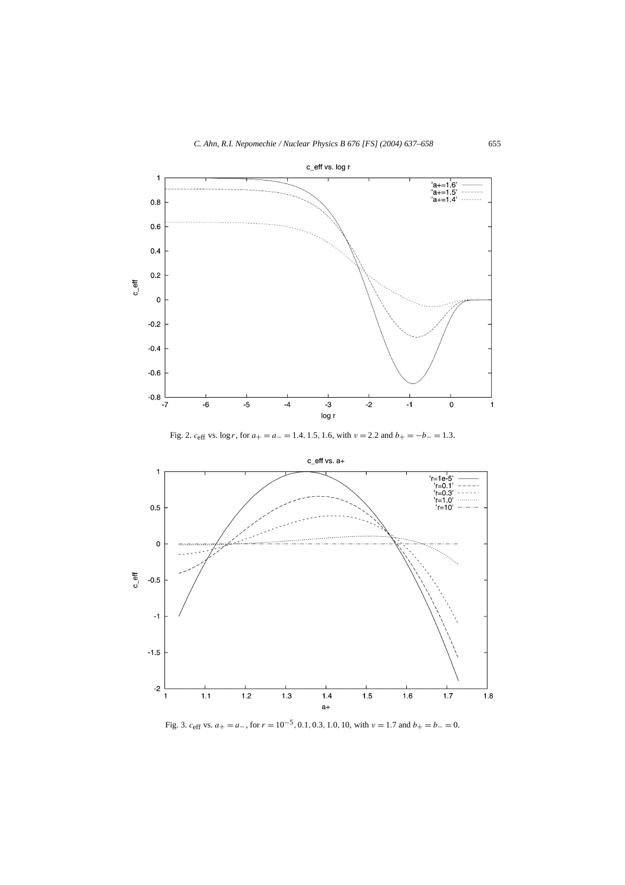Fig. 2. $c_{\text{eff}}$ vs. $\log r$, for $a_+ = a_- = 1.4, 1.5, 1.6$, with $\nu = 2.2$ and $b_+ = -b_- = 1.3$.

Fig. 3. $c_{\text{eff}}$ vs. $a_+ = a_-$, for $r = 10^{-5}, 0.1, 0.3, 1.0, 10$, with $\nu = 1.7$ and $b_+ = b_- = 0$.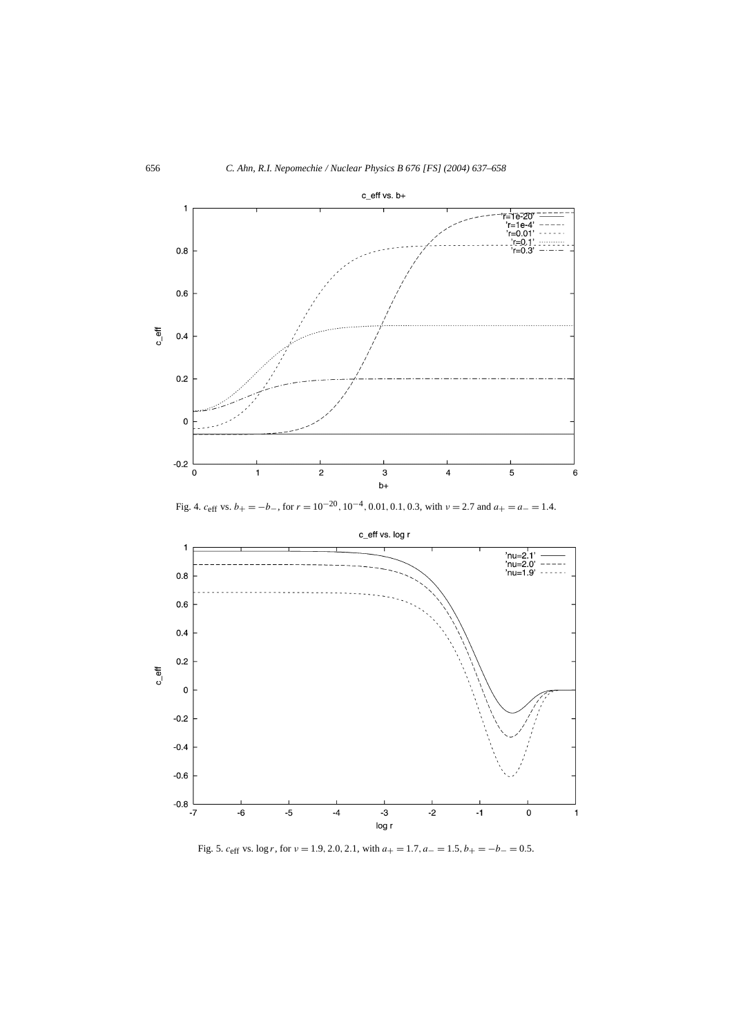Fig. 4. $c_{\text{eff}}$ vs. $b_+ = -b_-$, for $r = 10^{-20}, 10^{-4}, 0.01, 0.1, 0.3$, with $\nu = 2.7$ and $a_+ = a_- = 1.4$.

Fig. 5. $c_{\text{eff}}$ vs. $\log r$, for $\nu = 1.9, 2.0, 2.1$, with $a_+ = 1.7, a_- = 1.5, b_+ = -b_- = 0.5$.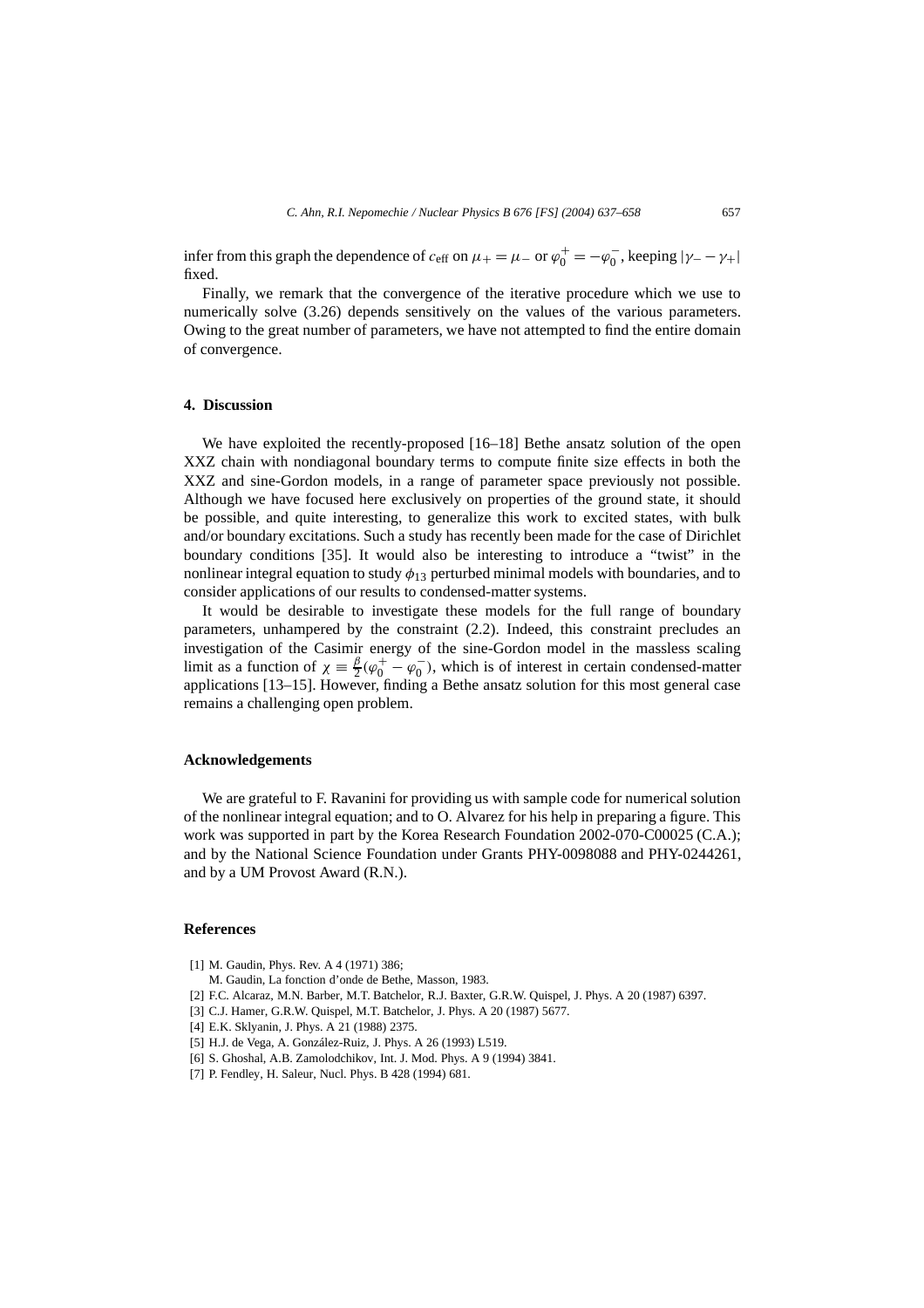infer from this graph the dependence of $c_{\text{eff}}$ on $\mu_+ = \mu_-$ or $\varphi_0^+ = -\varphi_0^-$, keeping $|\gamma_- - \gamma_+|$ fixed.

Finally, we remark that the convergence of the iterative procedure which we use to numerically solve (3.26) depends sensitively on the values of the various parameters. Owing to the great number of parameters, we have not attempted to find the entire domain of convergence.

## 4. Discussion

We have exploited the recently-proposed [16–18] Bethe ansatz solution of the open XXZ chain with nondiagonal boundary terms to compute finite size effects in both the XXZ and sine-Gordon models, in a range of parameter space previously not possible. Although we have focused here exclusively on properties of the ground state, it should be possible, and quite interesting, to generalize this work to excited states, with bulk and/or boundary excitations. Such a study has recently been made for the case of Dirichlet boundary conditions [35]. It would also be interesting to introduce a "twist" in the nonlinear integral equation to study $\phi_{13}$ perturbed minimal models with boundaries, and to consider applications of our results to condensed-matter systems.

It would be desirable to investigate these models for the full range of boundary parameters, unhampered by the constraint (2.2). Indeed, this constraint precludes an investigation of the Casimir energy of the sine-Gordon model in the massless scaling limit as a function of $\chi \equiv \frac{\beta}{2}(\varphi_0^+ - \varphi_0^-)$, which is of interest in certain condensed-matter applications [13–15]. However, finding a Bethe ansatz solution for this most general case remains a challenging open problem.

## Acknowledgements

We are grateful to F. Ravanini for providing us with sample code for numerical solution of the nonlinear integral equation; and to O. Alvarez for his help in preparing a figure. This work was supported in part by the Korea Research Foundation 2002-070-C00025 (C.A.); and by the National Science Foundation under Grants PHY-0098088 and PHY-0244261, and by a UM Provost Award (R.N.).

## References

[1] M. Gaudin, Phys. Rev. A 4 (1971) 386;
M. Gaudin, La fonction d'onde de Bethe, Masson, 1983.

[2] F.C. Alcaraz, M.N. Barber, M.T. Batchelor, R.J. Baxter, G.R.W. Quispel, J. Phys. A 20 (1987) 6397.

[3] C.J. Hamer, G.R.W. Quispel, M.T. Batchelor, J. Phys. A 20 (1987) 5677.

[4] E.K. Sklyanin, J. Phys. A 21 (1988) 2375.

[5] H.J. de Vega, A. González-Ruiz, J. Phys. A 26 (1993) L519.

[6] S. Ghoshal, A.B. Zamolodchikov, Int. J. Mod. Phys. A 9 (1994) 3841.

[7] P. Fendley, H. Saleur, Nucl. Phys. B 428 (1994) 681.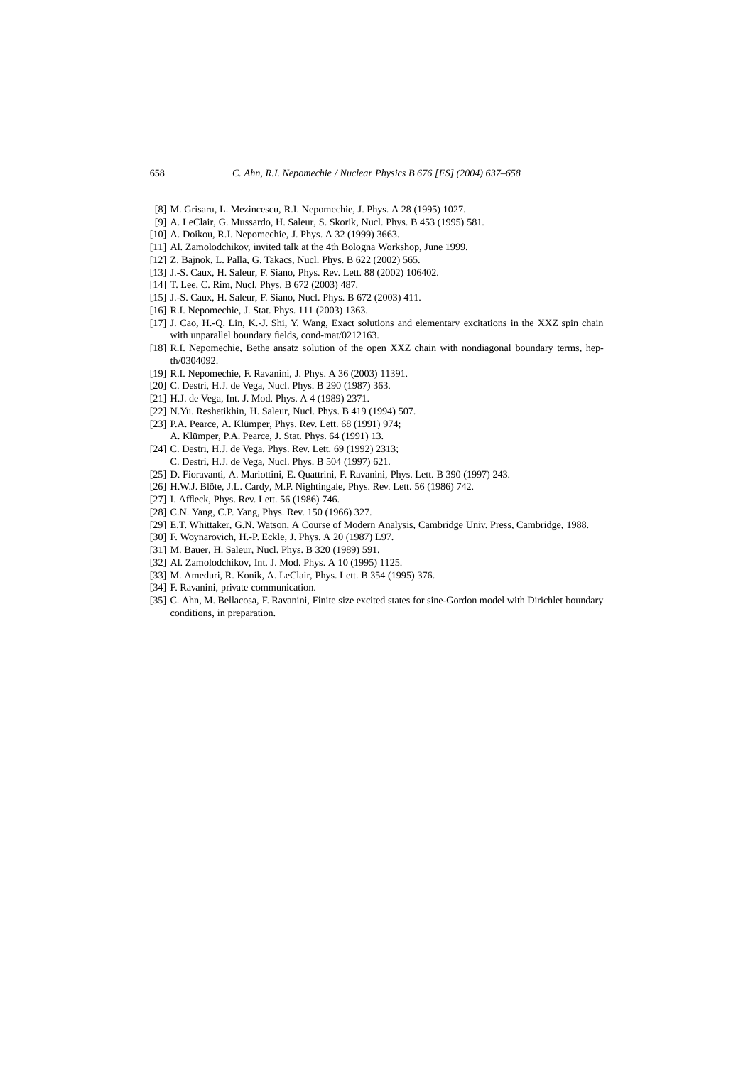[8] M. Grisaru, L. Mezincescu, R.I. Nepomechie, J. Phys. A 28 (1995) 1027.
[9] A. LeClair, G. Mussardo, H. Saleur, S. Skorik, Nucl. Phys. B 453 (1995) 581.
[10] A. Doikou, R.I. Nepomechie, J. Phys. A 32 (1999) 3663.
[11] Al. Zamolodchikov, invited talk at the 4th Bologna Workshop, June 1999.
[12] Z. Bajnok, L. Palla, G. Takacs, Nucl. Phys. B 622 (2002) 565.
[13] J.-S. Caux, H. Saleur, F. Siano, Phys. Rev. Lett. 88 (2002) 106402.
[14] T. Lee, C. Rim, Nucl. Phys. B 672 (2003) 487.
[15] J.-S. Caux, H. Saleur, F. Siano, Nucl. Phys. B 672 (2003) 411.
[16] R.I. Nepomechie, J. Stat. Phys. 111 (2003) 1363.
[17] J. Cao, H.-Q. Lin, K.-J. Shi, Y. Wang, Exact solutions and elementary excitations in the XXZ spin chain with unparallel boundary fields, cond-mat/0212163.
[18] R.I. Nepomechie, Bethe ansatz solution of the open XXZ chain with nondiagonal boundary terms, hep-th/0304092.
[19] R.I. Nepomechie, F. Ravanini, J. Phys. A 36 (2003) 11391.
[20] C. Destri, H.J. de Vega, Nucl. Phys. B 290 (1987) 363.
[21] H.J. de Vega, Int. J. Mod. Phys. A 4 (1989) 2371.
[22] N.Yu. Reshetikhin, H. Saleur, Nucl. Phys. B 419 (1994) 507.
[23] P.A. Pearce, A. Klümper, Phys. Rev. Lett. 68 (1991) 974;
A. Klümper, P.A. Pearce, J. Stat. Phys. 64 (1991) 13.
[24] C. Destri, H.J. de Vega, Phys. Rev. Lett. 69 (1992) 2313;
C. Destri, H.J. de Vega, Nucl. Phys. B 504 (1997) 621.
[25] D. Fioravanti, A. Mariottini, E. Quattrini, F. Ravanini, Phys. Lett. B 390 (1997) 243.
[26] H.W.J. Blöte, J.L. Cardy, M.P. Nightingale, Phys. Rev. Lett. 56 (1986) 742.
[27] I. Affleck, Phys. Rev. Lett. 56 (1986) 746.
[28] C.N. Yang, C.P. Yang, Phys. Rev. 150 (1966) 327.
[29] E.T. Whittaker, G.N. Watson, A Course of Modern Analysis, Cambridge Univ. Press, Cambridge, 1988.
[30] F. Woynarovich, H.-P. Eckle, J. Phys. A 20 (1987) L97.
[31] M. Bauer, H. Saleur, Nucl. Phys. B 320 (1989) 591.
[32] Al. Zamolodchikov, Int. J. Mod. Phys. A 10 (1995) 1125.
[33] M. Ameduri, R. Konik, A. LeClair, Phys. Lett. B 354 (1995) 376.
[34] F. Ravanini, private communication.
[35] C. Ahn, M. Bellacosa, F. Ravanini, Finite size excited states for sine-Gordon model with Dirichlet boundary conditions, in preparation.